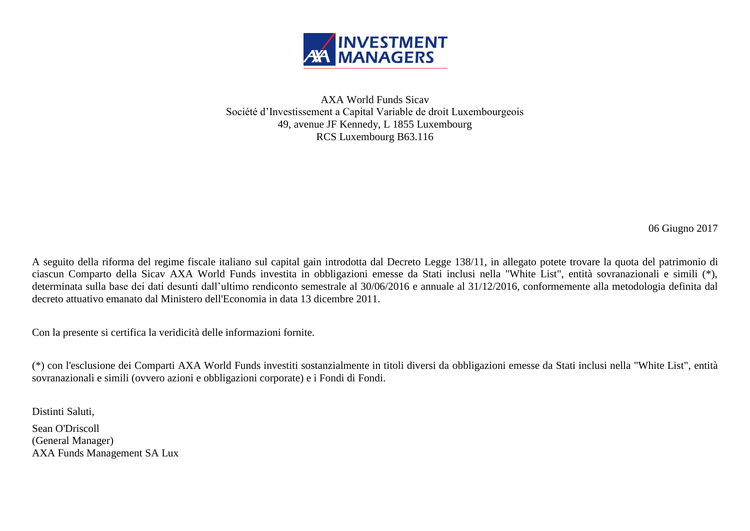AXA World Funds Sicav
Société d'Investissement a Capital Variable de droit Luxembourgeois
49, avenue JF Kennedy, L 1855 Luxembourg
RCS Luxembourg B63.116

06 Giugno 2017

A seguito della riforma del regime fiscale italiano sul capital gain introdotta dal Decreto Legge 138/11, in allegato potete trovare la quota del patrimonio di ciascun Comparto della Sicav AXA World Funds investita in obbligazioni emesse da Stati inclusi nella "White List", entità sovranazionali e simili (*), determinata sulla base dei dati desunti dall'ultimo rendiconto semestrale al 30/06/2016 e annuale al 31/12/2016, conformemente alla metodologia definita dal decreto attuativo emanato dal Ministero dell'Economia in data 13 dicembre 2011.

Con la presente si certifica la veridicità delle informazioni fornite.

(*) con l'esclusione dei Comparti AXA World Funds investiti sostanzialmente in titoli diversi da obbligazioni emesse da Stati inclusi nella "White List", entità sovranazionali e simili (ovvero azioni e obbligazioni corporate) e i Fondi di Fondi.

Distinti Saluti,

Sean O'Driscoll
(General Manager)
AXA Funds Management SA Lux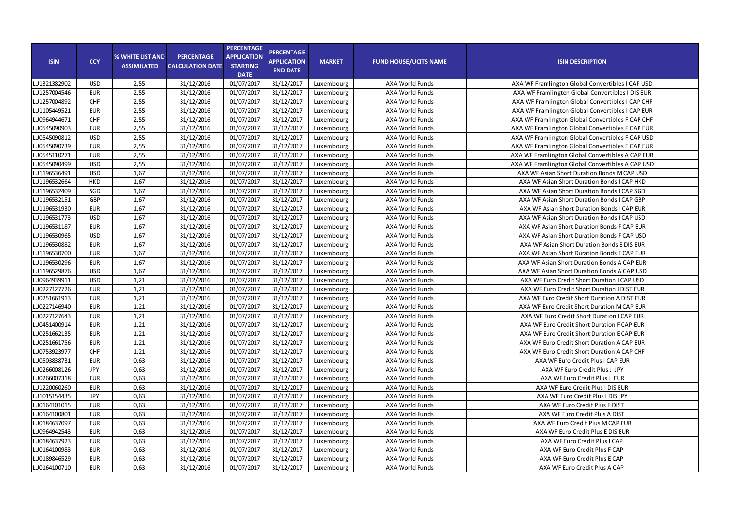| ISIN | CCY | % WHITE LIST AND ASSIMILATED | PERCENTAGE CALCULATION DATE | PERCENTAGE APPLICATION STARTING DATE | PERCENTAGE APPLICATION END DATE | MARKET | FUND HOUSE/UCITS NAME | ISIN DESCRIPTION |
|---|---|---|---|---|---|---|---|---|
| LU1321382902 | USD | 2,55 | 31/12/2016 | 01/07/2017 | 31/12/2017 | Luxembourg | AXA World Funds | AXA WF Framlington Global Convertibles I CAP USD |
| LU1257004546 | EUR | 2,55 | 31/12/2016 | 01/07/2017 | 31/12/2017 | Luxembourg | AXA World Funds | AXA WF Framlington Global Convertibles I DIS EUR |
| LU1257004892 | CHF | 2,55 | 31/12/2016 | 01/07/2017 | 31/12/2017 | Luxembourg | AXA World Funds | AXA WF Framlington Global Convertibles I CAP CHF |
| LU1105449521 | EUR | 2,55 | 31/12/2016 | 01/07/2017 | 31/12/2017 | Luxembourg | AXA World Funds | AXA WF Framlington Global Convertibles I CAP EUR |
| LU0964944671 | CHF | 2,55 | 31/12/2016 | 01/07/2017 | 31/12/2017 | Luxembourg | AXA World Funds | AXA WF Framlington Global Convertibles F CAP CHF |
| LU0545090903 | EUR | 2,55 | 31/12/2016 | 01/07/2017 | 31/12/2017 | Luxembourg | AXA World Funds | AXA WF Framlington Global Convertibles F CAP EUR |
| LU0545090812 | USD | 2,55 | 31/12/2016 | 01/07/2017 | 31/12/2017 | Luxembourg | AXA World Funds | AXA WF Framlington Global Convertibles F CAP USD |
| LU0545090739 | EUR | 2,55 | 31/12/2016 | 01/07/2017 | 31/12/2017 | Luxembourg | AXA World Funds | AXA WF Framlington Global Convertibles E CAP EUR |
| LU0545110271 | EUR | 2,55 | 31/12/2016 | 01/07/2017 | 31/12/2017 | Luxembourg | AXA World Funds | AXA WF Framlington Global Convertibles A CAP EUR |
| LU0545090499 | USD | 2,55 | 31/12/2016 | 01/07/2017 | 31/12/2017 | Luxembourg | AXA World Funds | AXA WF Framlington Global Convertibles A CAP USD |
| LU1196536491 | USD | 1,67 | 31/12/2016 | 01/07/2017 | 31/12/2017 | Luxembourg | AXA World Funds | AXA WF Asian Short Duration Bonds M CAP USD |
| LU1196532664 | HKD | 1,67 | 31/12/2016 | 01/07/2017 | 31/12/2017 | Luxembourg | AXA World Funds | AXA WF Asian Short Duration Bonds I CAP HKD |
| LU1196532409 | SGD | 1,67 | 31/12/2016 | 01/07/2017 | 31/12/2017 | Luxembourg | AXA World Funds | AXA WF Asian Short Duration Bonds I CAP SGD |
| LU1196532151 | GBP | 1,67 | 31/12/2016 | 01/07/2017 | 31/12/2017 | Luxembourg | AXA World Funds | AXA WF Asian Short Duration Bonds I CAP GBP |
| LU1196531930 | EUR | 1,67 | 31/12/2016 | 01/07/2017 | 31/12/2017 | Luxembourg | AXA World Funds | AXA WF Asian Short Duration Bonds I CAP EUR |
| LU1196531773 | USD | 1,67 | 31/12/2016 | 01/07/2017 | 31/12/2017 | Luxembourg | AXA World Funds | AXA WF Asian Short Duration Bonds I CAP USD |
| LU1196531187 | EUR | 1,67 | 31/12/2016 | 01/07/2017 | 31/12/2017 | Luxembourg | AXA World Funds | AXA WF Asian Short Duration Bonds F CAP EUR |
| LU1196530965 | USD | 1,67 | 31/12/2016 | 01/07/2017 | 31/12/2017 | Luxembourg | AXA World Funds | AXA WF Asian Short Duration Bonds F CAP USD |
| LU1196530882 | EUR | 1,67 | 31/12/2016 | 01/07/2017 | 31/12/2017 | Luxembourg | AXA World Funds | AXA WF Asian Short Duration Bonds E DIS EUR |
| LU1196530700 | EUR | 1,67 | 31/12/2016 | 01/07/2017 | 31/12/2017 | Luxembourg | AXA World Funds | AXA WF Asian Short Duration Bonds E CAP EUR |
| LU1196530296 | EUR | 1,67 | 31/12/2016 | 01/07/2017 | 31/12/2017 | Luxembourg | AXA World Funds | AXA WF Asian Short Duration Bonds A CAP EUR |
| LU1196529876 | USD | 1,67 | 31/12/2016 | 01/07/2017 | 31/12/2017 | Luxembourg | AXA World Funds | AXA WF Asian Short Duration Bonds A CAP USD |
| LU0964939911 | USD | 1,21 | 31/12/2016 | 01/07/2017 | 31/12/2017 | Luxembourg | AXA World Funds | AXA WF Euro Credit Short Duration I CAP USD |
| LU0227127726 | EUR | 1,21 | 31/12/2016 | 01/07/2017 | 31/12/2017 | Luxembourg | AXA World Funds | AXA WF Euro Credit Short Duration I DIST EUR |
| LU0251661913 | EUR | 1,21 | 31/12/2016 | 01/07/2017 | 31/12/2017 | Luxembourg | AXA World Funds | AXA WF Euro Credit Short Duration A DIST EUR |
| LU0227146940 | EUR | 1,21 | 31/12/2016 | 01/07/2017 | 31/12/2017 | Luxembourg | AXA World Funds | AXA WF Euro Credit Short Duration M CAP EUR |
| LU0227127643 | EUR | 1,21 | 31/12/2016 | 01/07/2017 | 31/12/2017 | Luxembourg | AXA World Funds | AXA WF Euro Credit Short Duration I CAP EUR |
| LU0451400914 | EUR | 1,21 | 31/12/2016 | 01/07/2017 | 31/12/2017 | Luxembourg | AXA World Funds | AXA WF Euro Credit Short Duration F CAP EUR |
| LU0251662135 | EUR | 1,21 | 31/12/2016 | 01/07/2017 | 31/12/2017 | Luxembourg | AXA World Funds | AXA WF Euro Credit Short Duration E CAP EUR |
| LU0251661756 | EUR | 1,21 | 31/12/2016 | 01/07/2017 | 31/12/2017 | Luxembourg | AXA World Funds | AXA WF Euro Credit Short Duration A CAP EUR |
| LU0753923977 | CHF | 1,21 | 31/12/2016 | 01/07/2017 | 31/12/2017 | Luxembourg | AXA World Funds | AXA WF Euro Credit Short Duration A CAP CHF |
| LU0503838731 | EUR | 0,63 | 31/12/2016 | 01/07/2017 | 31/12/2017 | Luxembourg | AXA World Funds | AXA WF Euro Credit Plus I CAP EUR |
| LU0266008126 | JPY | 0,63 | 31/12/2016 | 01/07/2017 | 31/12/2017 | Luxembourg | AXA World Funds | AXA WF Euro Credit Plus J JPY |
| LU0266007318 | EUR | 0,63 | 31/12/2016 | 01/07/2017 | 31/12/2017 | Luxembourg | AXA World Funds | AXA WF Euro Credit Plus J EUR |
| LU1220060260 | EUR | 0,63 | 31/12/2016 | 01/07/2017 | 31/12/2017 | Luxembourg | AXA World Funds | AXA WF Euro Credit Plus I DIS EUR |
| LU1015154435 | JPY | 0,63 | 31/12/2016 | 01/07/2017 | 31/12/2017 | Luxembourg | AXA World Funds | AXA WF Euro Credit Plus I DIS JPY |
| LU0164101015 | EUR | 0,63 | 31/12/2016 | 01/07/2017 | 31/12/2017 | Luxembourg | AXA World Funds | AXA WF Euro Credit Plus F DIST |
| LU0164100801 | EUR | 0,63 | 31/12/2016 | 01/07/2017 | 31/12/2017 | Luxembourg | AXA World Funds | AXA WF Euro Credit Plus A DIST |
| LU0184637097 | EUR | 0,63 | 31/12/2016 | 01/07/2017 | 31/12/2017 | Luxembourg | AXA World Funds | AXA WF Euro Credit Plus M CAP EUR |
| LU0964942543 | EUR | 0,63 | 31/12/2016 | 01/07/2017 | 31/12/2017 | Luxembourg | AXA World Funds | AXA WF Euro Credit Plus E DIS EUR |
| LU0184637923 | EUR | 0,63 | 31/12/2016 | 01/07/2017 | 31/12/2017 | Luxembourg | AXA World Funds | AXA WF Euro Credit Plus I CAP |
| LU0164100983 | EUR | 0,63 | 31/12/2016 | 01/07/2017 | 31/12/2017 | Luxembourg | AXA World Funds | AXA WF Euro Credit Plus F CAP |
| LU0189846529 | EUR | 0,63 | 31/12/2016 | 01/07/2017 | 31/12/2017 | Luxembourg | AXA World Funds | AXA WF Euro Credit Plus E CAP |
| LU0164100710 | EUR | 0,63 | 31/12/2016 | 01/07/2017 | 31/12/2017 | Luxembourg | AXA World Funds | AXA WF Euro Credit Plus A CAP |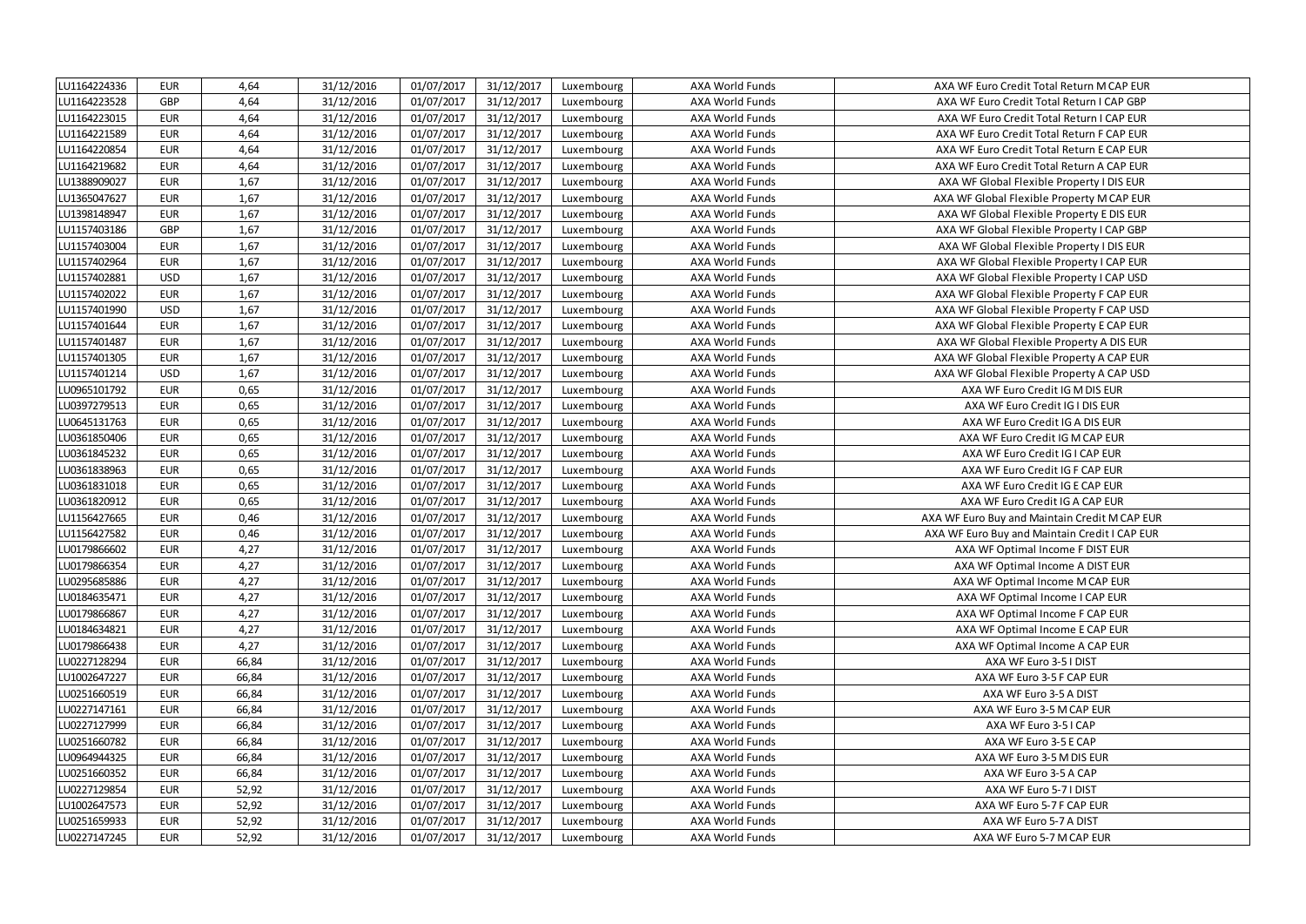| | | | | | | | | |
|---|---|---|---|---|---|---|---|---|
| LU1164224336 | EUR | 4,64 | 31/12/2016 | 01/07/2017 | 31/12/2017 | Luxembourg | AXA World Funds | AXA WF Euro Credit Total Return M CAP EUR |
| LU1164223528 | GBP | 4,64 | 31/12/2016 | 01/07/2017 | 31/12/2017 | Luxembourg | AXA World Funds | AXA WF Euro Credit Total Return I CAP GBP |
| LU1164223015 | EUR | 4,64 | 31/12/2016 | 01/07/2017 | 31/12/2017 | Luxembourg | AXA World Funds | AXA WF Euro Credit Total Return I CAP EUR |
| LU1164221589 | EUR | 4,64 | 31/12/2016 | 01/07/2017 | 31/12/2017 | Luxembourg | AXA World Funds | AXA WF Euro Credit Total Return F CAP EUR |
| LU1164220854 | EUR | 4,64 | 31/12/2016 | 01/07/2017 | 31/12/2017 | Luxembourg | AXA World Funds | AXA WF Euro Credit Total Return E CAP EUR |
| LU1164219682 | EUR | 4,64 | 31/12/2016 | 01/07/2017 | 31/12/2017 | Luxembourg | AXA World Funds | AXA WF Euro Credit Total Return A CAP EUR |
| LU1388909027 | EUR | 1,67 | 31/12/2016 | 01/07/2017 | 31/12/2017 | Luxembourg | AXA World Funds | AXA WF Global Flexible Property I DIS EUR |
| LU1365047627 | EUR | 1,67 | 31/12/2016 | 01/07/2017 | 31/12/2017 | Luxembourg | AXA World Funds | AXA WF Global Flexible Property M CAP EUR |
| LU1398148947 | EUR | 1,67 | 31/12/2016 | 01/07/2017 | 31/12/2017 | Luxembourg | AXA World Funds | AXA WF Global Flexible Property E DIS EUR |
| LU1157403186 | GBP | 1,67 | 31/12/2016 | 01/07/2017 | 31/12/2017 | Luxembourg | AXA World Funds | AXA WF Global Flexible Property I CAP GBP |
| LU1157403004 | EUR | 1,67 | 31/12/2016 | 01/07/2017 | 31/12/2017 | Luxembourg | AXA World Funds | AXA WF Global Flexible Property I DIS EUR |
| LU1157402964 | EUR | 1,67 | 31/12/2016 | 01/07/2017 | 31/12/2017 | Luxembourg | AXA World Funds | AXA WF Global Flexible Property I CAP EUR |
| LU1157402881 | USD | 1,67 | 31/12/2016 | 01/07/2017 | 31/12/2017 | Luxembourg | AXA World Funds | AXA WF Global Flexible Property I CAP USD |
| LU1157402022 | EUR | 1,67 | 31/12/2016 | 01/07/2017 | 31/12/2017 | Luxembourg | AXA World Funds | AXA WF Global Flexible Property F CAP EUR |
| LU1157401990 | USD | 1,67 | 31/12/2016 | 01/07/2017 | 31/12/2017 | Luxembourg | AXA World Funds | AXA WF Global Flexible Property F CAP USD |
| LU1157401644 | EUR | 1,67 | 31/12/2016 | 01/07/2017 | 31/12/2017 | Luxembourg | AXA World Funds | AXA WF Global Flexible Property E CAP EUR |
| LU1157401487 | EUR | 1,67 | 31/12/2016 | 01/07/2017 | 31/12/2017 | Luxembourg | AXA World Funds | AXA WF Global Flexible Property A DIS EUR |
| LU1157401305 | EUR | 1,67 | 31/12/2016 | 01/07/2017 | 31/12/2017 | Luxembourg | AXA World Funds | AXA WF Global Flexible Property A CAP EUR |
| LU1157401214 | USD | 1,67 | 31/12/2016 | 01/07/2017 | 31/12/2017 | Luxembourg | AXA World Funds | AXA WF Global Flexible Property A CAP USD |
| LU0965101792 | EUR | 0,65 | 31/12/2016 | 01/07/2017 | 31/12/2017 | Luxembourg | AXA World Funds | AXA WF Euro Credit IG M DIS EUR |
| LU0397279513 | EUR | 0,65 | 31/12/2016 | 01/07/2017 | 31/12/2017 | Luxembourg | AXA World Funds | AXA WF Euro Credit IG I DIS EUR |
| LU0645131763 | EUR | 0,65 | 31/12/2016 | 01/07/2017 | 31/12/2017 | Luxembourg | AXA World Funds | AXA WF Euro Credit IG A DIS EUR |
| LU0361850406 | EUR | 0,65 | 31/12/2016 | 01/07/2017 | 31/12/2017 | Luxembourg | AXA World Funds | AXA WF Euro Credit IG M CAP EUR |
| LU0361845232 | EUR | 0,65 | 31/12/2016 | 01/07/2017 | 31/12/2017 | Luxembourg | AXA World Funds | AXA WF Euro Credit IG I CAP EUR |
| LU0361838963 | EUR | 0,65 | 31/12/2016 | 01/07/2017 | 31/12/2017 | Luxembourg | AXA World Funds | AXA WF Euro Credit IG F CAP EUR |
| LU0361831018 | EUR | 0,65 | 31/12/2016 | 01/07/2017 | 31/12/2017 | Luxembourg | AXA World Funds | AXA WF Euro Credit IG E CAP EUR |
| LU0361820912 | EUR | 0,65 | 31/12/2016 | 01/07/2017 | 31/12/2017 | Luxembourg | AXA World Funds | AXA WF Euro Credit IG A CAP EUR |
| LU1156427665 | EUR | 0,46 | 31/12/2016 | 01/07/2017 | 31/12/2017 | Luxembourg | AXA World Funds | AXA WF Euro Buy and Maintain Credit M CAP EUR |
| LU1156427582 | EUR | 0,46 | 31/12/2016 | 01/07/2017 | 31/12/2017 | Luxembourg | AXA World Funds | AXA WF Euro Buy and Maintain Credit I CAP EUR |
| LU0179866602 | EUR | 4,27 | 31/12/2016 | 01/07/2017 | 31/12/2017 | Luxembourg | AXA World Funds | AXA WF Optimal Income F DIST EUR |
| LU0179866354 | EUR | 4,27 | 31/12/2016 | 01/07/2017 | 31/12/2017 | Luxembourg | AXA World Funds | AXA WF Optimal Income A DIST EUR |
| LU0295685886 | EUR | 4,27 | 31/12/2016 | 01/07/2017 | 31/12/2017 | Luxembourg | AXA World Funds | AXA WF Optimal Income M CAP EUR |
| LU0184635471 | EUR | 4,27 | 31/12/2016 | 01/07/2017 | 31/12/2017 | Luxembourg | AXA World Funds | AXA WF Optimal Income I CAP EUR |
| LU0179866867 | EUR | 4,27 | 31/12/2016 | 01/07/2017 | 31/12/2017 | Luxembourg | AXA World Funds | AXA WF Optimal Income F CAP EUR |
| LU0184634821 | EUR | 4,27 | 31/12/2016 | 01/07/2017 | 31/12/2017 | Luxembourg | AXA World Funds | AXA WF Optimal Income E CAP EUR |
| LU0179866438 | EUR | 4,27 | 31/12/2016 | 01/07/2017 | 31/12/2017 | Luxembourg | AXA World Funds | AXA WF Optimal Income A CAP EUR |
| LU0227128294 | EUR | 66,84 | 31/12/2016 | 01/07/2017 | 31/12/2017 | Luxembourg | AXA World Funds | AXA WF Euro 3-5 I DIST |
| LU1002647227 | EUR | 66,84 | 31/12/2016 | 01/07/2017 | 31/12/2017 | Luxembourg | AXA World Funds | AXA WF Euro 3-5 F CAP EUR |
| LU0251660519 | EUR | 66,84 | 31/12/2016 | 01/07/2017 | 31/12/2017 | Luxembourg | AXA World Funds | AXA WF Euro 3-5 A DIST |
| LU0227147161 | EUR | 66,84 | 31/12/2016 | 01/07/2017 | 31/12/2017 | Luxembourg | AXA World Funds | AXA WF Euro 3-5 M CAP EUR |
| LU0227127999 | EUR | 66,84 | 31/12/2016 | 01/07/2017 | 31/12/2017 | Luxembourg | AXA World Funds | AXA WF Euro 3-5 I CAP |
| LU0251660782 | EUR | 66,84 | 31/12/2016 | 01/07/2017 | 31/12/2017 | Luxembourg | AXA World Funds | AXA WF Euro 3-5 E CAP |
| LU0964944325 | EUR | 66,84 | 31/12/2016 | 01/07/2017 | 31/12/2017 | Luxembourg | AXA World Funds | AXA WF Euro 3-5 M DIS EUR |
| LU0251660352 | EUR | 66,84 | 31/12/2016 | 01/07/2017 | 31/12/2017 | Luxembourg | AXA World Funds | AXA WF Euro 3-5 A CAP |
| LU0227129854 | EUR | 52,92 | 31/12/2016 | 01/07/2017 | 31/12/2017 | Luxembourg | AXA World Funds | AXA WF Euro 5-7 I DIST |
| LU1002647573 | EUR | 52,92 | 31/12/2016 | 01/07/2017 | 31/12/2017 | Luxembourg | AXA World Funds | AXA WF Euro 5-7 F CAP EUR |
| LU0251659933 | EUR | 52,92 | 31/12/2016 | 01/07/2017 | 31/12/2017 | Luxembourg | AXA World Funds | AXA WF Euro 5-7 A DIST |
| LU0227147245 | EUR | 52,92 | 31/12/2016 | 01/07/2017 | 31/12/2017 | Luxembourg | AXA World Funds | AXA WF Euro 5-7 M CAP EUR |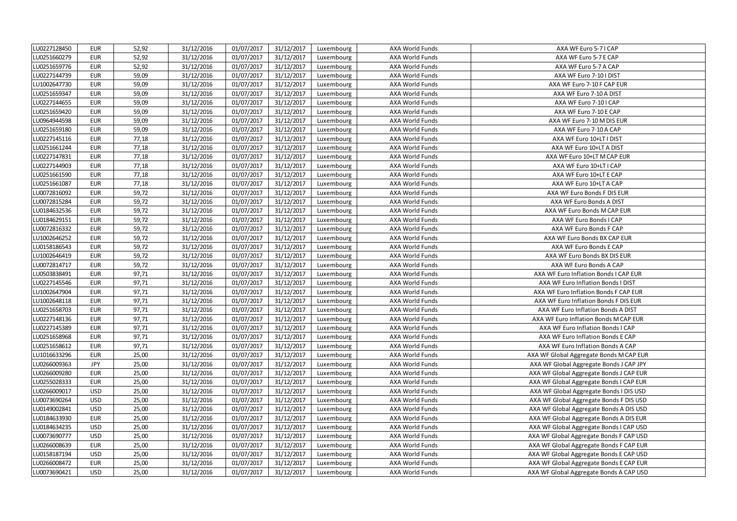| LU0227128450 | EUR | 52,92 | 31/12/2016 | 01/07/2017 | 31/12/2017 | Luxembourg | AXA World Funds | AXA WF Euro 5-7 I CAP |
|---|---|---|---|---|---|---|---|---|
| LU0251660279 | EUR | 52,92 | 31/12/2016 | 01/07/2017 | 31/12/2017 | Luxembourg | AXA World Funds | AXA WF Euro 5-7 E CAP |
| LU0251659776 | EUR | 52,92 | 31/12/2016 | 01/07/2017 | 31/12/2017 | Luxembourg | AXA World Funds | AXA WF Euro 5-7 A CAP |
| LU0227144739 | EUR | 59,09 | 31/12/2016 | 01/07/2017 | 31/12/2017 | Luxembourg | AXA World Funds | AXA WF Euro 7-10 I DIST |
| LU1002647730 | EUR | 59,09 | 31/12/2016 | 01/07/2017 | 31/12/2017 | Luxembourg | AXA World Funds | AXA WF Euro 7-10 F CAP EUR |
| LU0251659347 | EUR | 59,09 | 31/12/2016 | 01/07/2017 | 31/12/2017 | Luxembourg | AXA World Funds | AXA WF Euro 7-10 A DIST |
| LU0227144655 | EUR | 59,09 | 31/12/2016 | 01/07/2017 | 31/12/2017 | Luxembourg | AXA World Funds | AXA WF Euro 7-10 I CAP |
| LU0251659420 | EUR | 59,09 | 31/12/2016 | 01/07/2017 | 31/12/2017 | Luxembourg | AXA World Funds | AXA WF Euro 7-10 E CAP |
| LU0964944598 | EUR | 59,09 | 31/12/2016 | 01/07/2017 | 31/12/2017 | Luxembourg | AXA World Funds | AXA WF Euro 7-10 M DIS EUR |
| LU0251659180 | EUR | 59,09 | 31/12/2016 | 01/07/2017 | 31/12/2017 | Luxembourg | AXA World Funds | AXA WF Euro 7-10 A CAP |
| LU0227145116 | EUR | 77,18 | 31/12/2016 | 01/07/2017 | 31/12/2017 | Luxembourg | AXA World Funds | AXA WF Euro 10+LT I DIST |
| LU0251661244 | EUR | 77,18 | 31/12/2016 | 01/07/2017 | 31/12/2017 | Luxembourg | AXA World Funds | AXA WF Euro 10+LT A DIST |
| LU0227147831 | EUR | 77,18 | 31/12/2016 | 01/07/2017 | 31/12/2017 | Luxembourg | AXA World Funds | AXA WF Euro 10+LT M CAP EUR |
| LU0227144903 | EUR | 77,18 | 31/12/2016 | 01/07/2017 | 31/12/2017 | Luxembourg | AXA World Funds | AXA WF Euro 10+LT I CAP |
| LU0251661590 | EUR | 77,18 | 31/12/2016 | 01/07/2017 | 31/12/2017 | Luxembourg | AXA World Funds | AXA WF Euro 10+LT E CAP |
| LU0251661087 | EUR | 77,18 | 31/12/2016 | 01/07/2017 | 31/12/2017 | Luxembourg | AXA World Funds | AXA WF Euro 10+LT A CAP |
| LU0072816092 | EUR | 59,72 | 31/12/2016 | 01/07/2017 | 31/12/2017 | Luxembourg | AXA World Funds | AXA WF Euro Bonds F DIS EUR |
| LU0072815284 | EUR | 59,72 | 31/12/2016 | 01/07/2017 | 31/12/2017 | Luxembourg | AXA World Funds | AXA WF Euro Bonds A DIST |
| LU0184632536 | EUR | 59,72 | 31/12/2016 | 01/07/2017 | 31/12/2017 | Luxembourg | AXA World Funds | AXA WF Euro Bonds M CAP EUR |
| LU0184629151 | EUR | 59,72 | 31/12/2016 | 01/07/2017 | 31/12/2017 | Luxembourg | AXA World Funds | AXA WF Euro Bonds I CAP |
| LU0072816332 | EUR | 59,72 | 31/12/2016 | 01/07/2017 | 31/12/2017 | Luxembourg | AXA World Funds | AXA WF Euro Bonds F CAP |
| LU1002646252 | EUR | 59,72 | 31/12/2016 | 01/07/2017 | 31/12/2017 | Luxembourg | AXA World Funds | AXA WF Euro Bonds BX CAP EUR |
| LU0158186543 | EUR | 59,72 | 31/12/2016 | 01/07/2017 | 31/12/2017 | Luxembourg | AXA World Funds | AXA WF Euro Bonds E CAP |
| LU1002646419 | EUR | 59,72 | 31/12/2016 | 01/07/2017 | 31/12/2017 | Luxembourg | AXA World Funds | AXA WF Euro Bonds BX DIS EUR |
| LU0072814717 | EUR | 59,72 | 31/12/2016 | 01/07/2017 | 31/12/2017 | Luxembourg | AXA World Funds | AXA WF Euro Bonds A CAP |
| LU0503838491 | EUR | 97,71 | 31/12/2016 | 01/07/2017 | 31/12/2017 | Luxembourg | AXA World Funds | AXA WF Euro Inflation Bonds I CAP EUR |
| LU0227145546 | EUR | 97,71 | 31/12/2016 | 01/07/2017 | 31/12/2017 | Luxembourg | AXA World Funds | AXA WF Euro Inflation Bonds I DIST |
| LU1002647904 | EUR | 97,71 | 31/12/2016 | 01/07/2017 | 31/12/2017 | Luxembourg | AXA World Funds | AXA WF Euro Inflation Bonds F CAP EUR |
| LU1002648118 | EUR | 97,71 | 31/12/2016 | 01/07/2017 | 31/12/2017 | Luxembourg | AXA World Funds | AXA WF Euro Inflation Bonds F DIS EUR |
| LU0251658703 | EUR | 97,71 | 31/12/2016 | 01/07/2017 | 31/12/2017 | Luxembourg | AXA World Funds | AXA WF Euro Inflation Bonds A DIST |
| LU0227148136 | EUR | 97,71 | 31/12/2016 | 01/07/2017 | 31/12/2017 | Luxembourg | AXA World Funds | AXA WF Euro Inflation Bonds M CAP EUR |
| LU0227145389 | EUR | 97,71 | 31/12/2016 | 01/07/2017 | 31/12/2017 | Luxembourg | AXA World Funds | AXA WF Euro Inflation Bonds I CAP |
| LU0251658968 | EUR | 97,71 | 31/12/2016 | 01/07/2017 | 31/12/2017 | Luxembourg | AXA World Funds | AXA WF Euro Inflation Bonds E CAP |
| LU0251658612 | EUR | 97,71 | 31/12/2016 | 01/07/2017 | 31/12/2017 | Luxembourg | AXA World Funds | AXA WF Euro Inflation Bonds A CAP |
| LU1016633296 | EUR | 25,00 | 31/12/2016 | 01/07/2017 | 31/12/2017 | Luxembourg | AXA World Funds | AXA WF Global Aggregate Bonds M CAP EUR |
| LU0266009363 | JPY | 25,00 | 31/12/2016 | 01/07/2017 | 31/12/2017 | Luxembourg | AXA World Funds | AXA WF Global Aggregate Bonds J CAP JPY |
| LU0266009280 | EUR | 25,00 | 31/12/2016 | 01/07/2017 | 31/12/2017 | Luxembourg | AXA World Funds | AXA WF Global Aggregate Bonds J CAP EUR |
| LU0255028333 | EUR | 25,00 | 31/12/2016 | 01/07/2017 | 31/12/2017 | Luxembourg | AXA World Funds | AXA WF Global Aggregate Bonds I CAP EUR |
| LU0266009017 | USD | 25,00 | 31/12/2016 | 01/07/2017 | 31/12/2017 | Luxembourg | AXA World Funds | AXA WF Global Aggregate Bonds I DIS USD |
| LU0073690264 | USD | 25,00 | 31/12/2016 | 01/07/2017 | 31/12/2017 | Luxembourg | AXA World Funds | AXA WF Global Aggregate Bonds F DIS USD |
| LU0149002841 | USD | 25,00 | 31/12/2016 | 01/07/2017 | 31/12/2017 | Luxembourg | AXA World Funds | AXA WF Global Aggregate Bonds A DIS USD |
| LU0184633930 | EUR | 25,00 | 31/12/2016 | 01/07/2017 | 31/12/2017 | Luxembourg | AXA World Funds | AXA WF Global Aggregate Bonds A DIS EUR |
| LU0184634235 | USD | 25,00 | 31/12/2016 | 01/07/2017 | 31/12/2017 | Luxembourg | AXA World Funds | AXA WF Global Aggregate Bonds I CAP USD |
| LU0073690777 | USD | 25,00 | 31/12/2016 | 01/07/2017 | 31/12/2017 | Luxembourg | AXA World Funds | AXA WF Global Aggregate Bonds F CAP USD |
| LU0266008639 | EUR | 25,00 | 31/12/2016 | 01/07/2017 | 31/12/2017 | Luxembourg | AXA World Funds | AXA WF Global Aggregate Bonds F CAP EUR |
| LU0158187194 | USD | 25,00 | 31/12/2016 | 01/07/2017 | 31/12/2017 | Luxembourg | AXA World Funds | AXA WF Global Aggregate Bonds E CAP USD |
| LU0266008472 | EUR | 25,00 | 31/12/2016 | 01/07/2017 | 31/12/2017 | Luxembourg | AXA World Funds | AXA WF Global Aggregate Bonds E CAP EUR |
| LU0073690421 | USD | 25,00 | 31/12/2016 | 01/07/2017 | 31/12/2017 | Luxembourg | AXA World Funds | AXA WF Global Aggregate Bonds A CAP USD |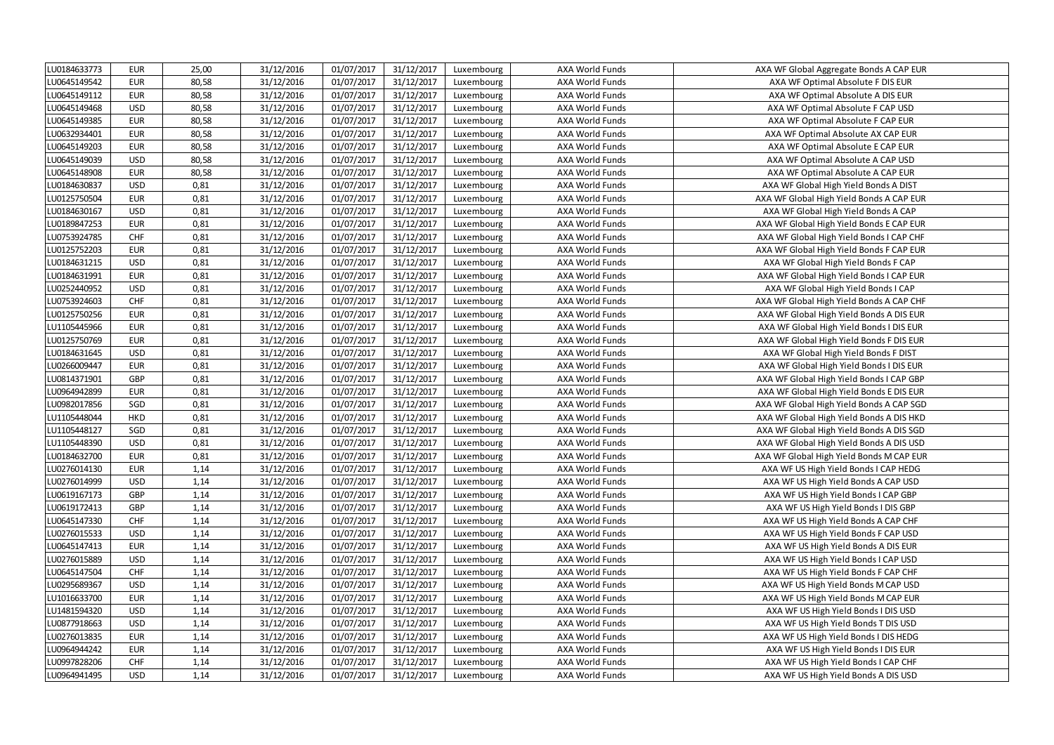| | | | | | | | | |
|---|---|---|---|---|---|---|---|---|
| LU0184633773 | EUR | 25,00 | 31/12/2016 | 01/07/2017 | 31/12/2017 | Luxembourg | AXA World Funds | AXA WF Global Aggregate Bonds A CAP EUR |
| LU0645149542 | EUR | 80,58 | 31/12/2016 | 01/07/2017 | 31/12/2017 | Luxembourg | AXA World Funds | AXA WF Optimal Absolute F DIS EUR |
| LU0645149112 | EUR | 80,58 | 31/12/2016 | 01/07/2017 | 31/12/2017 | Luxembourg | AXA World Funds | AXA WF Optimal Absolute A DIS EUR |
| LU0645149468 | USD | 80,58 | 31/12/2016 | 01/07/2017 | 31/12/2017 | Luxembourg | AXA World Funds | AXA WF Optimal Absolute F CAP USD |
| LU0645149385 | EUR | 80,58 | 31/12/2016 | 01/07/2017 | 31/12/2017 | Luxembourg | AXA World Funds | AXA WF Optimal Absolute F CAP EUR |
| LU0632934401 | EUR | 80,58 | 31/12/2016 | 01/07/2017 | 31/12/2017 | Luxembourg | AXA World Funds | AXA WF Optimal Absolute AX CAP EUR |
| LU0645149203 | EUR | 80,58 | 31/12/2016 | 01/07/2017 | 31/12/2017 | Luxembourg | AXA World Funds | AXA WF Optimal Absolute E CAP EUR |
| LU0645149039 | USD | 80,58 | 31/12/2016 | 01/07/2017 | 31/12/2017 | Luxembourg | AXA World Funds | AXA WF Optimal Absolute A CAP USD |
| LU0645148908 | EUR | 80,58 | 31/12/2016 | 01/07/2017 | 31/12/2017 | Luxembourg | AXA World Funds | AXA WF Optimal Absolute A CAP EUR |
| LU0184630837 | USD | 0,81 | 31/12/2016 | 01/07/2017 | 31/12/2017 | Luxembourg | AXA World Funds | AXA WF Global High Yield Bonds A DIST |
| LU0125750504 | EUR | 0,81 | 31/12/2016 | 01/07/2017 | 31/12/2017 | Luxembourg | AXA World Funds | AXA WF Global High Yield Bonds A CAP EUR |
| LU0184630167 | USD | 0,81 | 31/12/2016 | 01/07/2017 | 31/12/2017 | Luxembourg | AXA World Funds | AXA WF Global High Yield Bonds A CAP |
| LU0189847253 | EUR | 0,81 | 31/12/2016 | 01/07/2017 | 31/12/2017 | Luxembourg | AXA World Funds | AXA WF Global High Yield Bonds E CAP EUR |
| LU0753924785 | CHF | 0,81 | 31/12/2016 | 01/07/2017 | 31/12/2017 | Luxembourg | AXA World Funds | AXA WF Global High Yield Bonds I CAP CHF |
| LU0125752203 | EUR | 0,81 | 31/12/2016 | 01/07/2017 | 31/12/2017 | Luxembourg | AXA World Funds | AXA WF Global High Yield Bonds F CAP EUR |
| LU0184631215 | USD | 0,81 | 31/12/2016 | 01/07/2017 | 31/12/2017 | Luxembourg | AXA World Funds | AXA WF Global High Yield Bonds F CAP |
| LU0184631991 | EUR | 0,81 | 31/12/2016 | 01/07/2017 | 31/12/2017 | Luxembourg | AXA World Funds | AXA WF Global High Yield Bonds I CAP EUR |
| LU0252440952 | USD | 0,81 | 31/12/2016 | 01/07/2017 | 31/12/2017 | Luxembourg | AXA World Funds | AXA WF Global High Yield Bonds I CAP |
| LU0753924603 | CHF | 0,81 | 31/12/2016 | 01/07/2017 | 31/12/2017 | Luxembourg | AXA World Funds | AXA WF Global High Yield Bonds A CAP CHF |
| LU0125750256 | EUR | 0,81 | 31/12/2016 | 01/07/2017 | 31/12/2017 | Luxembourg | AXA World Funds | AXA WF Global High Yield Bonds A DIS EUR |
| LU1105445966 | EUR | 0,81 | 31/12/2016 | 01/07/2017 | 31/12/2017 | Luxembourg | AXA World Funds | AXA WF Global High Yield Bonds I DIS EUR |
| LU0125750769 | EUR | 0,81 | 31/12/2016 | 01/07/2017 | 31/12/2017 | Luxembourg | AXA World Funds | AXA WF Global High Yield Bonds F DIS EUR |
| LU0184631645 | USD | 0,81 | 31/12/2016 | 01/07/2017 | 31/12/2017 | Luxembourg | AXA World Funds | AXA WF Global High Yield Bonds F DIST |
| LU0266009447 | EUR | 0,81 | 31/12/2016 | 01/07/2017 | 31/12/2017 | Luxembourg | AXA World Funds | AXA WF Global High Yield Bonds I DIS EUR |
| LU0814371901 | GBP | 0,81 | 31/12/2016 | 01/07/2017 | 31/12/2017 | Luxembourg | AXA World Funds | AXA WF Global High Yield Bonds I CAP GBP |
| LU0964942899 | EUR | 0,81 | 31/12/2016 | 01/07/2017 | 31/12/2017 | Luxembourg | AXA World Funds | AXA WF Global High Yield Bonds E DIS EUR |
| LU0982017856 | SGD | 0,81 | 31/12/2016 | 01/07/2017 | 31/12/2017 | Luxembourg | AXA World Funds | AXA WF Global High Yield Bonds A CAP SGD |
| LU1105448044 | HKD | 0,81 | 31/12/2016 | 01/07/2017 | 31/12/2017 | Luxembourg | AXA World Funds | AXA WF Global High Yield Bonds A DIS HKD |
| LU1105448127 | SGD | 0,81 | 31/12/2016 | 01/07/2017 | 31/12/2017 | Luxembourg | AXA World Funds | AXA WF Global High Yield Bonds A DIS SGD |
| LU1105448390 | USD | 0,81 | 31/12/2016 | 01/07/2017 | 31/12/2017 | Luxembourg | AXA World Funds | AXA WF Global High Yield Bonds A DIS USD |
| LU0184632700 | EUR | 0,81 | 31/12/2016 | 01/07/2017 | 31/12/2017 | Luxembourg | AXA World Funds | AXA WF Global High Yield Bonds M CAP EUR |
| LU0276014130 | EUR | 1,14 | 31/12/2016 | 01/07/2017 | 31/12/2017 | Luxembourg | AXA World Funds | AXA WF US High Yield Bonds I CAP HEDG |
| LU0276014999 | USD | 1,14 | 31/12/2016 | 01/07/2017 | 31/12/2017 | Luxembourg | AXA World Funds | AXA WF US High Yield Bonds A CAP USD |
| LU0619167173 | GBP | 1,14 | 31/12/2016 | 01/07/2017 | 31/12/2017 | Luxembourg | AXA World Funds | AXA WF US High Yield Bonds I CAP GBP |
| LU0619172413 | GBP | 1,14 | 31/12/2016 | 01/07/2017 | 31/12/2017 | Luxembourg | AXA World Funds | AXA WF US High Yield Bonds I DIS GBP |
| LU0645147330 | CHF | 1,14 | 31/12/2016 | 01/07/2017 | 31/12/2017 | Luxembourg | AXA World Funds | AXA WF US High Yield Bonds A CAP CHF |
| LU0276015533 | USD | 1,14 | 31/12/2016 | 01/07/2017 | 31/12/2017 | Luxembourg | AXA World Funds | AXA WF US High Yield Bonds F CAP USD |
| LU0645147413 | EUR | 1,14 | 31/12/2016 | 01/07/2017 | 31/12/2017 | Luxembourg | AXA World Funds | AXA WF US High Yield Bonds A DIS EUR |
| LU0276015889 | USD | 1,14 | 31/12/2016 | 01/07/2017 | 31/12/2017 | Luxembourg | AXA World Funds | AXA WF US High Yield Bonds I CAP USD |
| LU0645147504 | CHF | 1,14 | 31/12/2016 | 01/07/2017 | 31/12/2017 | Luxembourg | AXA World Funds | AXA WF US High Yield Bonds F CAP CHF |
| LU0295689367 | USD | 1,14 | 31/12/2016 | 01/07/2017 | 31/12/2017 | Luxembourg | AXA World Funds | AXA WF US High Yield Bonds M CAP USD |
| LU1016633700 | EUR | 1,14 | 31/12/2016 | 01/07/2017 | 31/12/2017 | Luxembourg | AXA World Funds | AXA WF US High Yield Bonds M CAP EUR |
| LU1481594320 | USD | 1,14 | 31/12/2016 | 01/07/2017 | 31/12/2017 | Luxembourg | AXA World Funds | AXA WF US High Yield Bonds I DIS USD |
| LU0877918663 | USD | 1,14 | 31/12/2016 | 01/07/2017 | 31/12/2017 | Luxembourg | AXA World Funds | AXA WF US High Yield Bonds T DIS USD |
| LU0276013835 | EUR | 1,14 | 31/12/2016 | 01/07/2017 | 31/12/2017 | Luxembourg | AXA World Funds | AXA WF US High Yield Bonds I DIS HEDG |
| LU0964944242 | EUR | 1,14 | 31/12/2016 | 01/07/2017 | 31/12/2017 | Luxembourg | AXA World Funds | AXA WF US High Yield Bonds I DIS EUR |
| LU0997828206 | CHF | 1,14 | 31/12/2016 | 01/07/2017 | 31/12/2017 | Luxembourg | AXA World Funds | AXA WF US High Yield Bonds I CAP CHF |
| LU0964941495 | USD | 1,14 | 31/12/2016 | 01/07/2017 | 31/12/2017 | Luxembourg | AXA World Funds | AXA WF US High Yield Bonds A DIS USD |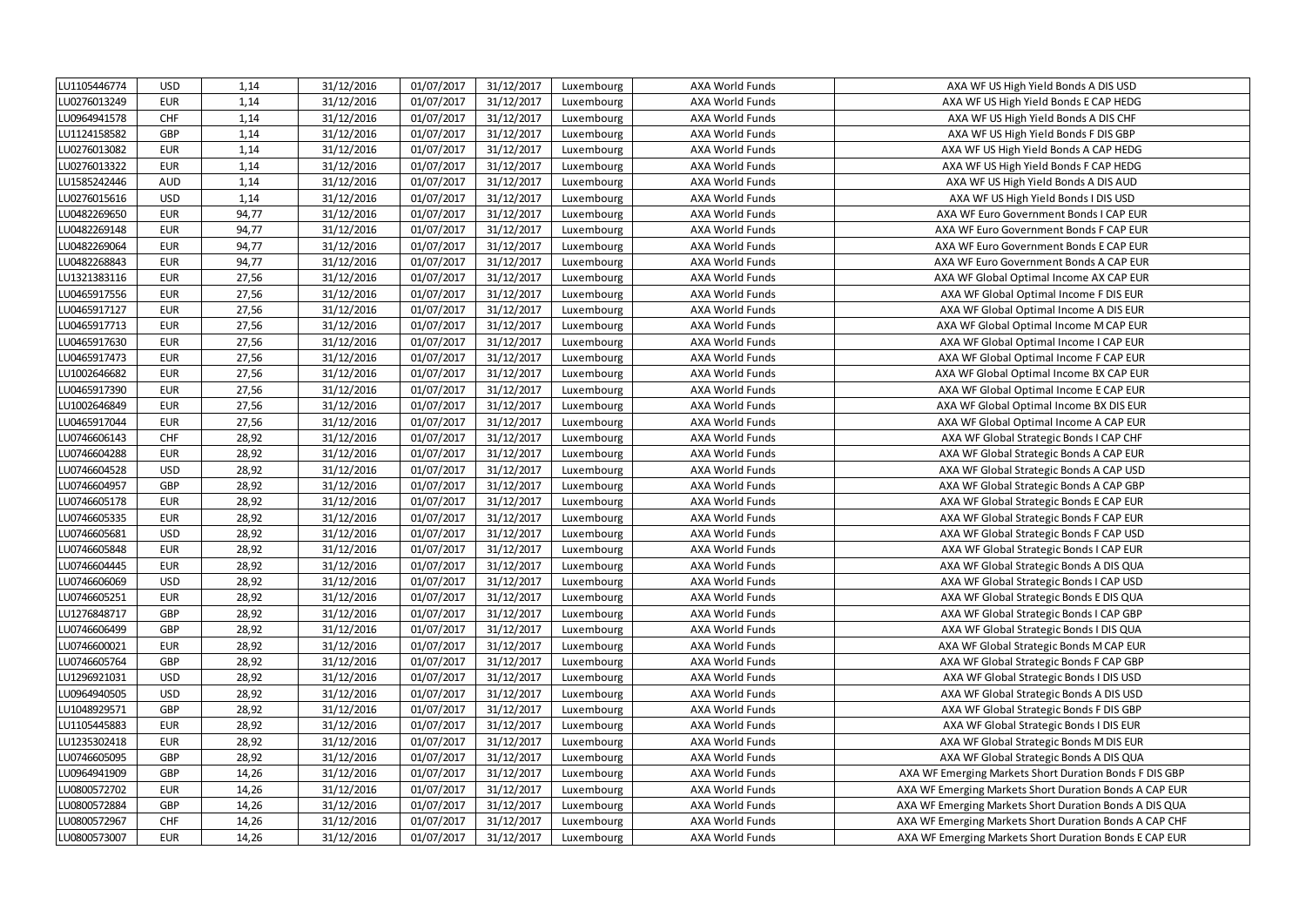| | | | | | | | | |
|---|---|---|---|---|---|---|---|---|
| LU1105446774 | USD | 1,14 | 31/12/2016 | 01/07/2017 | 31/12/2017 | Luxembourg | AXA World Funds | AXA WF US High Yield Bonds A DIS USD |
| LU0276013249 | EUR | 1,14 | 31/12/2016 | 01/07/2017 | 31/12/2017 | Luxembourg | AXA World Funds | AXA WF US High Yield Bonds E CAP HEDG |
| LU0964941578 | CHF | 1,14 | 31/12/2016 | 01/07/2017 | 31/12/2017 | Luxembourg | AXA World Funds | AXA WF US High Yield Bonds A DIS CHF |
| LU1124158582 | GBP | 1,14 | 31/12/2016 | 01/07/2017 | 31/12/2017 | Luxembourg | AXA World Funds | AXA WF US High Yield Bonds F DIS GBP |
| LU0276013082 | EUR | 1,14 | 31/12/2016 | 01/07/2017 | 31/12/2017 | Luxembourg | AXA World Funds | AXA WF US High Yield Bonds A CAP HEDG |
| LU0276013322 | EUR | 1,14 | 31/12/2016 | 01/07/2017 | 31/12/2017 | Luxembourg | AXA World Funds | AXA WF US High Yield Bonds F CAP HEDG |
| LU1585242446 | AUD | 1,14 | 31/12/2016 | 01/07/2017 | 31/12/2017 | Luxembourg | AXA World Funds | AXA WF US High Yield Bonds A DIS AUD |
| LU0276015616 | USD | 1,14 | 31/12/2016 | 01/07/2017 | 31/12/2017 | Luxembourg | AXA World Funds | AXA WF US High Yield Bonds I DIS USD |
| LU0482269650 | EUR | 94,77 | 31/12/2016 | 01/07/2017 | 31/12/2017 | Luxembourg | AXA World Funds | AXA WF Euro Government Bonds I CAP EUR |
| LU0482269148 | EUR | 94,77 | 31/12/2016 | 01/07/2017 | 31/12/2017 | Luxembourg | AXA World Funds | AXA WF Euro Government Bonds F CAP EUR |
| LU0482269064 | EUR | 94,77 | 31/12/2016 | 01/07/2017 | 31/12/2017 | Luxembourg | AXA World Funds | AXA WF Euro Government Bonds E CAP EUR |
| LU0482268843 | EUR | 94,77 | 31/12/2016 | 01/07/2017 | 31/12/2017 | Luxembourg | AXA World Funds | AXA WF Euro Government Bonds A CAP EUR |
| LU1321383116 | EUR | 27,56 | 31/12/2016 | 01/07/2017 | 31/12/2017 | Luxembourg | AXA World Funds | AXA WF Global Optimal Income AX CAP EUR |
| LU0465917556 | EUR | 27,56 | 31/12/2016 | 01/07/2017 | 31/12/2017 | Luxembourg | AXA World Funds | AXA WF Global Optimal Income F DIS EUR |
| LU0465917127 | EUR | 27,56 | 31/12/2016 | 01/07/2017 | 31/12/2017 | Luxembourg | AXA World Funds | AXA WF Global Optimal Income A DIS EUR |
| LU0465917713 | EUR | 27,56 | 31/12/2016 | 01/07/2017 | 31/12/2017 | Luxembourg | AXA World Funds | AXA WF Global Optimal Income M CAP EUR |
| LU0465917630 | EUR | 27,56 | 31/12/2016 | 01/07/2017 | 31/12/2017 | Luxembourg | AXA World Funds | AXA WF Global Optimal Income I CAP EUR |
| LU0465917473 | EUR | 27,56 | 31/12/2016 | 01/07/2017 | 31/12/2017 | Luxembourg | AXA World Funds | AXA WF Global Optimal Income F CAP EUR |
| LU1002646682 | EUR | 27,56 | 31/12/2016 | 01/07/2017 | 31/12/2017 | Luxembourg | AXA World Funds | AXA WF Global Optimal Income BX CAP EUR |
| LU0465917390 | EUR | 27,56 | 31/12/2016 | 01/07/2017 | 31/12/2017 | Luxembourg | AXA World Funds | AXA WF Global Optimal Income E CAP EUR |
| LU1002646849 | EUR | 27,56 | 31/12/2016 | 01/07/2017 | 31/12/2017 | Luxembourg | AXA World Funds | AXA WF Global Optimal Income BX DIS EUR |
| LU0465917044 | EUR | 27,56 | 31/12/2016 | 01/07/2017 | 31/12/2017 | Luxembourg | AXA World Funds | AXA WF Global Optimal Income A CAP EUR |
| LU0746606143 | CHF | 28,92 | 31/12/2016 | 01/07/2017 | 31/12/2017 | Luxembourg | AXA World Funds | AXA WF Global Strategic Bonds I CAP CHF |
| LU0746604288 | EUR | 28,92 | 31/12/2016 | 01/07/2017 | 31/12/2017 | Luxembourg | AXA World Funds | AXA WF Global Strategic Bonds A CAP EUR |
| LU0746604528 | USD | 28,92 | 31/12/2016 | 01/07/2017 | 31/12/2017 | Luxembourg | AXA World Funds | AXA WF Global Strategic Bonds A CAP USD |
| LU0746604957 | GBP | 28,92 | 31/12/2016 | 01/07/2017 | 31/12/2017 | Luxembourg | AXA World Funds | AXA WF Global Strategic Bonds A CAP GBP |
| LU0746605178 | EUR | 28,92 | 31/12/2016 | 01/07/2017 | 31/12/2017 | Luxembourg | AXA World Funds | AXA WF Global Strategic Bonds E CAP EUR |
| LU0746605335 | EUR | 28,92 | 31/12/2016 | 01/07/2017 | 31/12/2017 | Luxembourg | AXA World Funds | AXA WF Global Strategic Bonds F CAP EUR |
| LU0746605681 | USD | 28,92 | 31/12/2016 | 01/07/2017 | 31/12/2017 | Luxembourg | AXA World Funds | AXA WF Global Strategic Bonds F CAP USD |
| LU0746605848 | EUR | 28,92 | 31/12/2016 | 01/07/2017 | 31/12/2017 | Luxembourg | AXA World Funds | AXA WF Global Strategic Bonds I CAP EUR |
| LU0746604445 | EUR | 28,92 | 31/12/2016 | 01/07/2017 | 31/12/2017 | Luxembourg | AXA World Funds | AXA WF Global Strategic Bonds A DIS QUA |
| LU0746606069 | USD | 28,92 | 31/12/2016 | 01/07/2017 | 31/12/2017 | Luxembourg | AXA World Funds | AXA WF Global Strategic Bonds I CAP USD |
| LU0746605251 | EUR | 28,92 | 31/12/2016 | 01/07/2017 | 31/12/2017 | Luxembourg | AXA World Funds | AXA WF Global Strategic Bonds E DIS QUA |
| LU1276848717 | GBP | 28,92 | 31/12/2016 | 01/07/2017 | 31/12/2017 | Luxembourg | AXA World Funds | AXA WF Global Strategic Bonds I CAP GBP |
| LU0746606499 | GBP | 28,92 | 31/12/2016 | 01/07/2017 | 31/12/2017 | Luxembourg | AXA World Funds | AXA WF Global Strategic Bonds I DIS QUA |
| LU0746600021 | EUR | 28,92 | 31/12/2016 | 01/07/2017 | 31/12/2017 | Luxembourg | AXA World Funds | AXA WF Global Strategic Bonds M CAP EUR |
| LU0746605764 | GBP | 28,92 | 31/12/2016 | 01/07/2017 | 31/12/2017 | Luxembourg | AXA World Funds | AXA WF Global Strategic Bonds F CAP GBP |
| LU1296921031 | USD | 28,92 | 31/12/2016 | 01/07/2017 | 31/12/2017 | Luxembourg | AXA World Funds | AXA WF Global Strategic Bonds I DIS USD |
| LU0964940505 | USD | 28,92 | 31/12/2016 | 01/07/2017 | 31/12/2017 | Luxembourg | AXA World Funds | AXA WF Global Strategic Bonds A DIS USD |
| LU1048929571 | GBP | 28,92 | 31/12/2016 | 01/07/2017 | 31/12/2017 | Luxembourg | AXA World Funds | AXA WF Global Strategic Bonds F DIS GBP |
| LU1105445883 | EUR | 28,92 | 31/12/2016 | 01/07/2017 | 31/12/2017 | Luxembourg | AXA World Funds | AXA WF Global Strategic Bonds I DIS EUR |
| LU1235302418 | EUR | 28,92 | 31/12/2016 | 01/07/2017 | 31/12/2017 | Luxembourg | AXA World Funds | AXA WF Global Strategic Bonds M DIS EUR |
| LU0746605095 | GBP | 28,92 | 31/12/2016 | 01/07/2017 | 31/12/2017 | Luxembourg | AXA World Funds | AXA WF Global Strategic Bonds A DIS QUA |
| LU0964941909 | GBP | 14,26 | 31/12/2016 | 01/07/2017 | 31/12/2017 | Luxembourg | AXA World Funds | AXA WF Emerging Markets Short Duration Bonds F DIS GBP |
| LU0800572702 | EUR | 14,26 | 31/12/2016 | 01/07/2017 | 31/12/2017 | Luxembourg | AXA World Funds | AXA WF Emerging Markets Short Duration Bonds A CAP EUR |
| LU0800572884 | GBP | 14,26 | 31/12/2016 | 01/07/2017 | 31/12/2017 | Luxembourg | AXA World Funds | AXA WF Emerging Markets Short Duration Bonds A DIS QUA |
| LU0800572967 | CHF | 14,26 | 31/12/2016 | 01/07/2017 | 31/12/2017 | Luxembourg | AXA World Funds | AXA WF Emerging Markets Short Duration Bonds A CAP CHF |
| LU0800573007 | EUR | 14,26 | 31/12/2016 | 01/07/2017 | 31/12/2017 | Luxembourg | AXA World Funds | AXA WF Emerging Markets Short Duration Bonds E CAP EUR |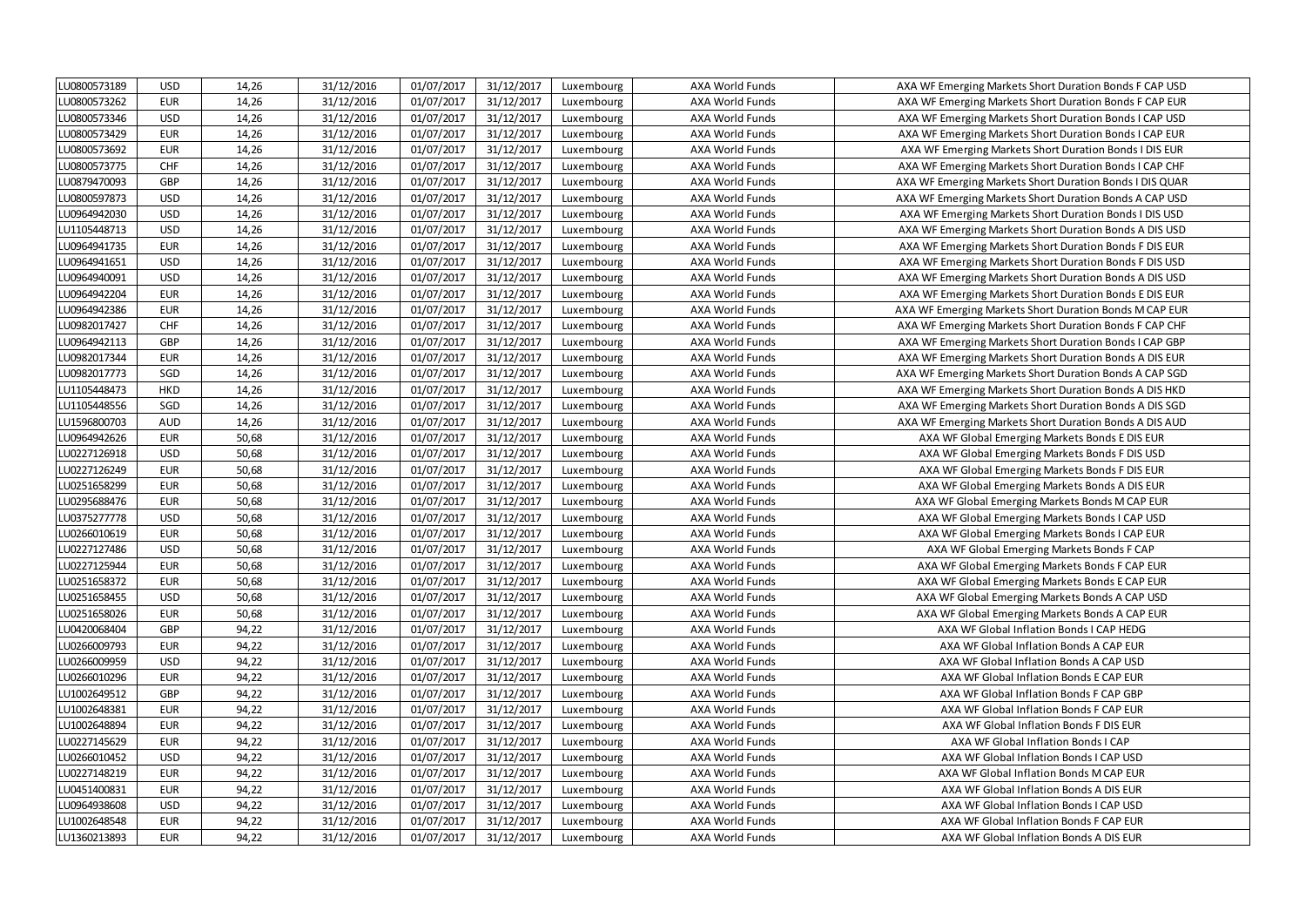| | | | | | | | | |
|---|---|---|---|---|---|---|---|---|
| LU0800573189 | USD | 14,26 | 31/12/2016 | 01/07/2017 | 31/12/2017 | Luxembourg | AXA World Funds | AXA WF Emerging Markets Short Duration Bonds F CAP USD |
| LU0800573262 | EUR | 14,26 | 31/12/2016 | 01/07/2017 | 31/12/2017 | Luxembourg | AXA World Funds | AXA WF Emerging Markets Short Duration Bonds F CAP EUR |
| LU0800573346 | USD | 14,26 | 31/12/2016 | 01/07/2017 | 31/12/2017 | Luxembourg | AXA World Funds | AXA WF Emerging Markets Short Duration Bonds I CAP USD |
| LU0800573429 | EUR | 14,26 | 31/12/2016 | 01/07/2017 | 31/12/2017 | Luxembourg | AXA World Funds | AXA WF Emerging Markets Short Duration Bonds I CAP EUR |
| LU0800573692 | EUR | 14,26 | 31/12/2016 | 01/07/2017 | 31/12/2017 | Luxembourg | AXA World Funds | AXA WF Emerging Markets Short Duration Bonds I DIS EUR |
| LU0800573775 | CHF | 14,26 | 31/12/2016 | 01/07/2017 | 31/12/2017 | Luxembourg | AXA World Funds | AXA WF Emerging Markets Short Duration Bonds I CAP CHF |
| LU0879470093 | GBP | 14,26 | 31/12/2016 | 01/07/2017 | 31/12/2017 | Luxembourg | AXA World Funds | AXA WF Emerging Markets Short Duration Bonds I DIS QUAR |
| LU0800597873 | USD | 14,26 | 31/12/2016 | 01/07/2017 | 31/12/2017 | Luxembourg | AXA World Funds | AXA WF Emerging Markets Short Duration Bonds A CAP USD |
| LU0964942030 | USD | 14,26 | 31/12/2016 | 01/07/2017 | 31/12/2017 | Luxembourg | AXA World Funds | AXA WF Emerging Markets Short Duration Bonds I DIS USD |
| LU1105448713 | USD | 14,26 | 31/12/2016 | 01/07/2017 | 31/12/2017 | Luxembourg | AXA World Funds | AXA WF Emerging Markets Short Duration Bonds A DIS USD |
| LU0964941735 | EUR | 14,26 | 31/12/2016 | 01/07/2017 | 31/12/2017 | Luxembourg | AXA World Funds | AXA WF Emerging Markets Short Duration Bonds F DIS EUR |
| LU0964941651 | USD | 14,26 | 31/12/2016 | 01/07/2017 | 31/12/2017 | Luxembourg | AXA World Funds | AXA WF Emerging Markets Short Duration Bonds F DIS USD |
| LU0964940091 | USD | 14,26 | 31/12/2016 | 01/07/2017 | 31/12/2017 | Luxembourg | AXA World Funds | AXA WF Emerging Markets Short Duration Bonds A DIS USD |
| LU0964942204 | EUR | 14,26 | 31/12/2016 | 01/07/2017 | 31/12/2017 | Luxembourg | AXA World Funds | AXA WF Emerging Markets Short Duration Bonds E DIS EUR |
| LU0964942386 | EUR | 14,26 | 31/12/2016 | 01/07/2017 | 31/12/2017 | Luxembourg | AXA World Funds | AXA WF Emerging Markets Short Duration Bonds M CAP EUR |
| LU0982017427 | CHF | 14,26 | 31/12/2016 | 01/07/2017 | 31/12/2017 | Luxembourg | AXA World Funds | AXA WF Emerging Markets Short Duration Bonds F CAP CHF |
| LU0964942113 | GBP | 14,26 | 31/12/2016 | 01/07/2017 | 31/12/2017 | Luxembourg | AXA World Funds | AXA WF Emerging Markets Short Duration Bonds I CAP GBP |
| LU0982017344 | EUR | 14,26 | 31/12/2016 | 01/07/2017 | 31/12/2017 | Luxembourg | AXA World Funds | AXA WF Emerging Markets Short Duration Bonds A DIS EUR |
| LU0982017773 | SGD | 14,26 | 31/12/2016 | 01/07/2017 | 31/12/2017 | Luxembourg | AXA World Funds | AXA WF Emerging Markets Short Duration Bonds A CAP SGD |
| LU1105448473 | HKD | 14,26 | 31/12/2016 | 01/07/2017 | 31/12/2017 | Luxembourg | AXA World Funds | AXA WF Emerging Markets Short Duration Bonds A DIS HKD |
| LU1105448556 | SGD | 14,26 | 31/12/2016 | 01/07/2017 | 31/12/2017 | Luxembourg | AXA World Funds | AXA WF Emerging Markets Short Duration Bonds A DIS SGD |
| LU1596800703 | AUD | 14,26 | 31/12/2016 | 01/07/2017 | 31/12/2017 | Luxembourg | AXA World Funds | AXA WF Emerging Markets Short Duration Bonds A DIS AUD |
| LU0964942626 | EUR | 50,68 | 31/12/2016 | 01/07/2017 | 31/12/2017 | Luxembourg | AXA World Funds | AXA WF Global Emerging Markets Bonds E DIS EUR |
| LU0227126918 | USD | 50,68 | 31/12/2016 | 01/07/2017 | 31/12/2017 | Luxembourg | AXA World Funds | AXA WF Global Emerging Markets Bonds F DIS USD |
| LU0227126249 | EUR | 50,68 | 31/12/2016 | 01/07/2017 | 31/12/2017 | Luxembourg | AXA World Funds | AXA WF Global Emerging Markets Bonds F DIS EUR |
| LU0251658299 | EUR | 50,68 | 31/12/2016 | 01/07/2017 | 31/12/2017 | Luxembourg | AXA World Funds | AXA WF Global Emerging Markets Bonds A DIS EUR |
| LU0295688476 | EUR | 50,68 | 31/12/2016 | 01/07/2017 | 31/12/2017 | Luxembourg | AXA World Funds | AXA WF Global Emerging Markets Bonds M CAP EUR |
| LU0375277778 | USD | 50,68 | 31/12/2016 | 01/07/2017 | 31/12/2017 | Luxembourg | AXA World Funds | AXA WF Global Emerging Markets Bonds I CAP USD |
| LU0266010619 | EUR | 50,68 | 31/12/2016 | 01/07/2017 | 31/12/2017 | Luxembourg | AXA World Funds | AXA WF Global Emerging Markets Bonds I CAP EUR |
| LU0227127486 | USD | 50,68 | 31/12/2016 | 01/07/2017 | 31/12/2017 | Luxembourg | AXA World Funds | AXA WF Global Emerging Markets Bonds F CAP |
| LU0227125944 | EUR | 50,68 | 31/12/2016 | 01/07/2017 | 31/12/2017 | Luxembourg | AXA World Funds | AXA WF Global Emerging Markets Bonds F CAP EUR |
| LU0251658372 | EUR | 50,68 | 31/12/2016 | 01/07/2017 | 31/12/2017 | Luxembourg | AXA World Funds | AXA WF Global Emerging Markets Bonds E CAP EUR |
| LU0251658455 | USD | 50,68 | 31/12/2016 | 01/07/2017 | 31/12/2017 | Luxembourg | AXA World Funds | AXA WF Global Emerging Markets Bonds A CAP USD |
| LU0251658026 | EUR | 50,68 | 31/12/2016 | 01/07/2017 | 31/12/2017 | Luxembourg | AXA World Funds | AXA WF Global Emerging Markets Bonds A CAP EUR |
| LU0420068404 | GBP | 94,22 | 31/12/2016 | 01/07/2017 | 31/12/2017 | Luxembourg | AXA World Funds | AXA WF Global Inflation Bonds I CAP HEDG |
| LU0266009793 | EUR | 94,22 | 31/12/2016 | 01/07/2017 | 31/12/2017 | Luxembourg | AXA World Funds | AXA WF Global Inflation Bonds A CAP EUR |
| LU0266009959 | USD | 94,22 | 31/12/2016 | 01/07/2017 | 31/12/2017 | Luxembourg | AXA World Funds | AXA WF Global Inflation Bonds A CAP USD |
| LU0266010296 | EUR | 94,22 | 31/12/2016 | 01/07/2017 | 31/12/2017 | Luxembourg | AXA World Funds | AXA WF Global Inflation Bonds E CAP EUR |
| LU1002649512 | GBP | 94,22 | 31/12/2016 | 01/07/2017 | 31/12/2017 | Luxembourg | AXA World Funds | AXA WF Global Inflation Bonds F CAP GBP |
| LU1002648381 | EUR | 94,22 | 31/12/2016 | 01/07/2017 | 31/12/2017 | Luxembourg | AXA World Funds | AXA WF Global Inflation Bonds F CAP EUR |
| LU1002648894 | EUR | 94,22 | 31/12/2016 | 01/07/2017 | 31/12/2017 | Luxembourg | AXA World Funds | AXA WF Global Inflation Bonds F DIS EUR |
| LU0227145629 | EUR | 94,22 | 31/12/2016 | 01/07/2017 | 31/12/2017 | Luxembourg | AXA World Funds | AXA WF Global Inflation Bonds I CAP |
| LU0266010452 | USD | 94,22 | 31/12/2016 | 01/07/2017 | 31/12/2017 | Luxembourg | AXA World Funds | AXA WF Global Inflation Bonds I CAP USD |
| LU0227148219 | EUR | 94,22 | 31/12/2016 | 01/07/2017 | 31/12/2017 | Luxembourg | AXA World Funds | AXA WF Global Inflation Bonds M CAP EUR |
| LU0451400831 | EUR | 94,22 | 31/12/2016 | 01/07/2017 | 31/12/2017 | Luxembourg | AXA World Funds | AXA WF Global Inflation Bonds A DIS EUR |
| LU0964938608 | USD | 94,22 | 31/12/2016 | 01/07/2017 | 31/12/2017 | Luxembourg | AXA World Funds | AXA WF Global Inflation Bonds I CAP USD |
| LU1002648548 | EUR | 94,22 | 31/12/2016 | 01/07/2017 | 31/12/2017 | Luxembourg | AXA World Funds | AXA WF Global Inflation Bonds F CAP EUR |
| LU1360213893 | EUR | 94,22 | 31/12/2016 | 01/07/2017 | 31/12/2017 | Luxembourg | AXA World Funds | AXA WF Global Inflation Bonds A DIS EUR |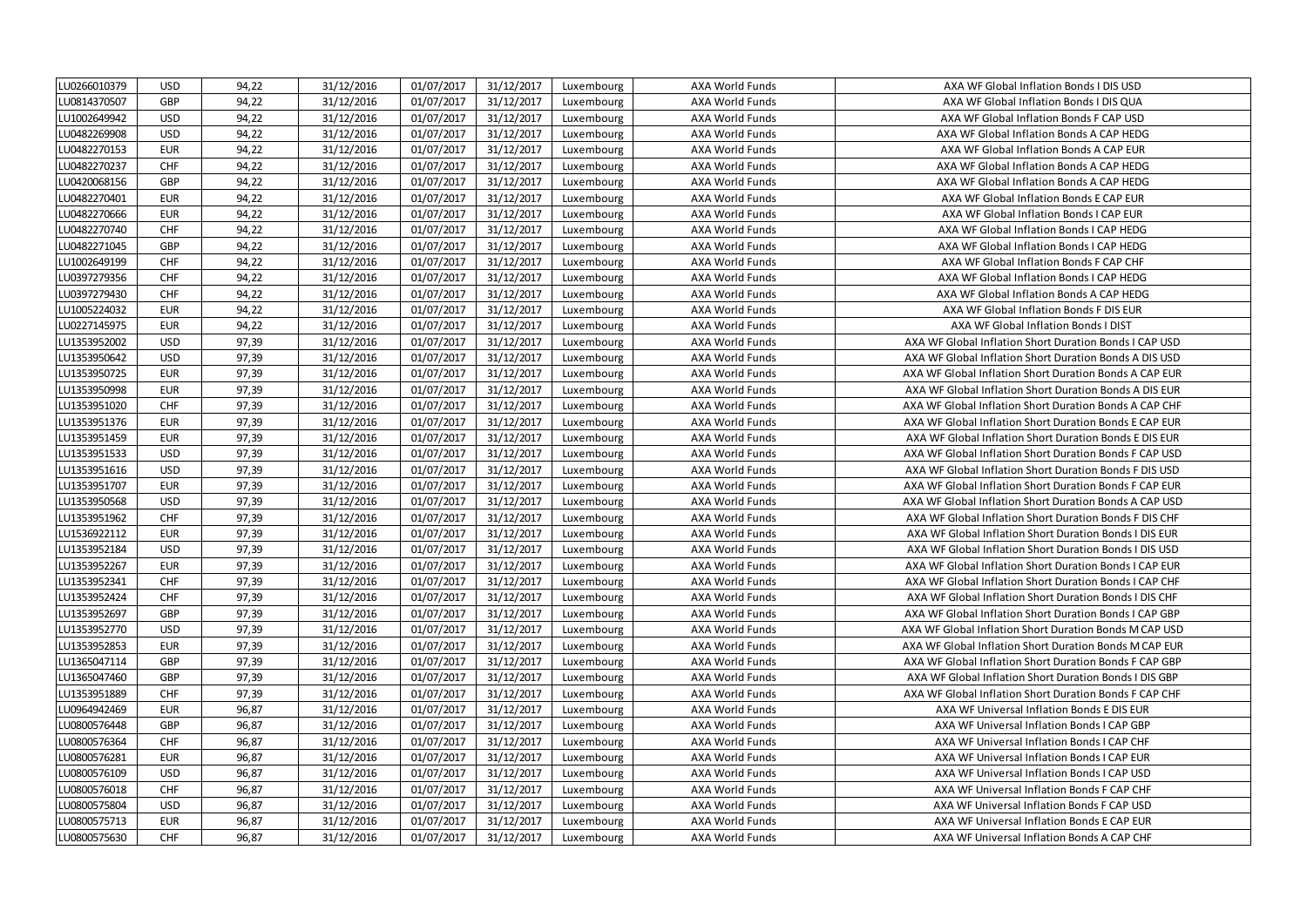| | | | | | | | |
|---|---|---|---|---|---|---|---|
| LU0266010379 | USD | 94,22 | 31/12/2016 | 01/07/2017 | 31/12/2017 | Luxembourg | AXA World Funds | AXA WF Global Inflation Bonds I DIS USD |
| LU0814370507 | GBP | 94,22 | 31/12/2016 | 01/07/2017 | 31/12/2017 | Luxembourg | AXA World Funds | AXA WF Global Inflation Bonds I DIS QUA |
| LU1002649942 | USD | 94,22 | 31/12/2016 | 01/07/2017 | 31/12/2017 | Luxembourg | AXA World Funds | AXA WF Global Inflation Bonds F CAP USD |
| LU0482269908 | USD | 94,22 | 31/12/2016 | 01/07/2017 | 31/12/2017 | Luxembourg | AXA World Funds | AXA WF Global Inflation Bonds A CAP HEDG |
| LU0482270153 | EUR | 94,22 | 31/12/2016 | 01/07/2017 | 31/12/2017 | Luxembourg | AXA World Funds | AXA WF Global Inflation Bonds A CAP EUR |
| LU0482270237 | CHF | 94,22 | 31/12/2016 | 01/07/2017 | 31/12/2017 | Luxembourg | AXA World Funds | AXA WF Global Inflation Bonds A CAP HEDG |
| LU0420068156 | GBP | 94,22 | 31/12/2016 | 01/07/2017 | 31/12/2017 | Luxembourg | AXA World Funds | AXA WF Global Inflation Bonds A CAP HEDG |
| LU0482270401 | EUR | 94,22 | 31/12/2016 | 01/07/2017 | 31/12/2017 | Luxembourg | AXA World Funds | AXA WF Global Inflation Bonds E CAP EUR |
| LU0482270666 | EUR | 94,22 | 31/12/2016 | 01/07/2017 | 31/12/2017 | Luxembourg | AXA World Funds | AXA WF Global Inflation Bonds I CAP EUR |
| LU0482270740 | CHF | 94,22 | 31/12/2016 | 01/07/2017 | 31/12/2017 | Luxembourg | AXA World Funds | AXA WF Global Inflation Bonds I CAP HEDG |
| LU0482271045 | GBP | 94,22 | 31/12/2016 | 01/07/2017 | 31/12/2017 | Luxembourg | AXA World Funds | AXA WF Global Inflation Bonds I CAP HEDG |
| LU1002649199 | CHF | 94,22 | 31/12/2016 | 01/07/2017 | 31/12/2017 | Luxembourg | AXA World Funds | AXA WF Global Inflation Bonds F CAP CHF |
| LU0397279356 | CHF | 94,22 | 31/12/2016 | 01/07/2017 | 31/12/2017 | Luxembourg | AXA World Funds | AXA WF Global Inflation Bonds I CAP HEDG |
| LU0397279430 | CHF | 94,22 | 31/12/2016 | 01/07/2017 | 31/12/2017 | Luxembourg | AXA World Funds | AXA WF Global Inflation Bonds A CAP HEDG |
| LU1005224032 | EUR | 94,22 | 31/12/2016 | 01/07/2017 | 31/12/2017 | Luxembourg | AXA World Funds | AXA WF Global Inflation Bonds F DIS EUR |
| LU0227145975 | EUR | 94,22 | 31/12/2016 | 01/07/2017 | 31/12/2017 | Luxembourg | AXA World Funds | AXA WF Global Inflation Bonds I DIST |
| LU1353952002 | USD | 97,39 | 31/12/2016 | 01/07/2017 | 31/12/2017 | Luxembourg | AXA World Funds | AXA WF Global Inflation Short Duration Bonds I CAP USD |
| LU1353950642 | USD | 97,39 | 31/12/2016 | 01/07/2017 | 31/12/2017 | Luxembourg | AXA World Funds | AXA WF Global Inflation Short Duration Bonds A DIS USD |
| LU1353950725 | EUR | 97,39 | 31/12/2016 | 01/07/2017 | 31/12/2017 | Luxembourg | AXA World Funds | AXA WF Global Inflation Short Duration Bonds A CAP EUR |
| LU1353950998 | EUR | 97,39 | 31/12/2016 | 01/07/2017 | 31/12/2017 | Luxembourg | AXA World Funds | AXA WF Global Inflation Short Duration Bonds A DIS EUR |
| LU1353951020 | CHF | 97,39 | 31/12/2016 | 01/07/2017 | 31/12/2017 | Luxembourg | AXA World Funds | AXA WF Global Inflation Short Duration Bonds A CAP CHF |
| LU1353951376 | EUR | 97,39 | 31/12/2016 | 01/07/2017 | 31/12/2017 | Luxembourg | AXA World Funds | AXA WF Global Inflation Short Duration Bonds E CAP EUR |
| LU1353951459 | EUR | 97,39 | 31/12/2016 | 01/07/2017 | 31/12/2017 | Luxembourg | AXA World Funds | AXA WF Global Inflation Short Duration Bonds E DIS EUR |
| LU1353951533 | USD | 97,39 | 31/12/2016 | 01/07/2017 | 31/12/2017 | Luxembourg | AXA World Funds | AXA WF Global Inflation Short Duration Bonds F CAP USD |
| LU1353951616 | USD | 97,39 | 31/12/2016 | 01/07/2017 | 31/12/2017 | Luxembourg | AXA World Funds | AXA WF Global Inflation Short Duration Bonds F DIS USD |
| LU1353951707 | EUR | 97,39 | 31/12/2016 | 01/07/2017 | 31/12/2017 | Luxembourg | AXA World Funds | AXA WF Global Inflation Short Duration Bonds F CAP EUR |
| LU1353950568 | USD | 97,39 | 31/12/2016 | 01/07/2017 | 31/12/2017 | Luxembourg | AXA World Funds | AXA WF Global Inflation Short Duration Bonds A CAP USD |
| LU1353951962 | CHF | 97,39 | 31/12/2016 | 01/07/2017 | 31/12/2017 | Luxembourg | AXA World Funds | AXA WF Global Inflation Short Duration Bonds F DIS CHF |
| LU1536922112 | EUR | 97,39 | 31/12/2016 | 01/07/2017 | 31/12/2017 | Luxembourg | AXA World Funds | AXA WF Global Inflation Short Duration Bonds I DIS EUR |
| LU1353952184 | USD | 97,39 | 31/12/2016 | 01/07/2017 | 31/12/2017 | Luxembourg | AXA World Funds | AXA WF Global Inflation Short Duration Bonds I DIS USD |
| LU1353952267 | EUR | 97,39 | 31/12/2016 | 01/07/2017 | 31/12/2017 | Luxembourg | AXA World Funds | AXA WF Global Inflation Short Duration Bonds I CAP EUR |
| LU1353952341 | CHF | 97,39 | 31/12/2016 | 01/07/2017 | 31/12/2017 | Luxembourg | AXA World Funds | AXA WF Global Inflation Short Duration Bonds I CAP CHF |
| LU1353952424 | CHF | 97,39 | 31/12/2016 | 01/07/2017 | 31/12/2017 | Luxembourg | AXA World Funds | AXA WF Global Inflation Short Duration Bonds I DIS CHF |
| LU1353952697 | GBP | 97,39 | 31/12/2016 | 01/07/2017 | 31/12/2017 | Luxembourg | AXA World Funds | AXA WF Global Inflation Short Duration Bonds I CAP GBP |
| LU1353952770 | USD | 97,39 | 31/12/2016 | 01/07/2017 | 31/12/2017 | Luxembourg | AXA World Funds | AXA WF Global Inflation Short Duration Bonds M CAP USD |
| LU1353952853 | EUR | 97,39 | 31/12/2016 | 01/07/2017 | 31/12/2017 | Luxembourg | AXA World Funds | AXA WF Global Inflation Short Duration Bonds M CAP EUR |
| LU1365047114 | GBP | 97,39 | 31/12/2016 | 01/07/2017 | 31/12/2017 | Luxembourg | AXA World Funds | AXA WF Global Inflation Short Duration Bonds F CAP GBP |
| LU1365047460 | GBP | 97,39 | 31/12/2016 | 01/07/2017 | 31/12/2017 | Luxembourg | AXA World Funds | AXA WF Global Inflation Short Duration Bonds I DIS GBP |
| LU1353951889 | CHF | 97,39 | 31/12/2016 | 01/07/2017 | 31/12/2017 | Luxembourg | AXA World Funds | AXA WF Global Inflation Short Duration Bonds F CAP CHF |
| LU0964942469 | EUR | 96,87 | 31/12/2016 | 01/07/2017 | 31/12/2017 | Luxembourg | AXA World Funds | AXA WF Universal Inflation Bonds E DIS EUR |
| LU0800576448 | GBP | 96,87 | 31/12/2016 | 01/07/2017 | 31/12/2017 | Luxembourg | AXA World Funds | AXA WF Universal Inflation Bonds I CAP GBP |
| LU0800576364 | CHF | 96,87 | 31/12/2016 | 01/07/2017 | 31/12/2017 | Luxembourg | AXA World Funds | AXA WF Universal Inflation Bonds I CAP CHF |
| LU0800576281 | EUR | 96,87 | 31/12/2016 | 01/07/2017 | 31/12/2017 | Luxembourg | AXA World Funds | AXA WF Universal Inflation Bonds I CAP EUR |
| LU0800576109 | USD | 96,87 | 31/12/2016 | 01/07/2017 | 31/12/2017 | Luxembourg | AXA World Funds | AXA WF Universal Inflation Bonds I CAP USD |
| LU0800576018 | CHF | 96,87 | 31/12/2016 | 01/07/2017 | 31/12/2017 | Luxembourg | AXA World Funds | AXA WF Universal Inflation Bonds F CAP CHF |
| LU0800575804 | USD | 96,87 | 31/12/2016 | 01/07/2017 | 31/12/2017 | Luxembourg | AXA World Funds | AXA WF Universal Inflation Bonds F CAP USD |
| LU0800575713 | EUR | 96,87 | 31/12/2016 | 01/07/2017 | 31/12/2017 | Luxembourg | AXA World Funds | AXA WF Universal Inflation Bonds E CAP EUR |
| LU0800575630 | CHF | 96,87 | 31/12/2016 | 01/07/2017 | 31/12/2017 | Luxembourg | AXA World Funds | AXA WF Universal Inflation Bonds A CAP CHF |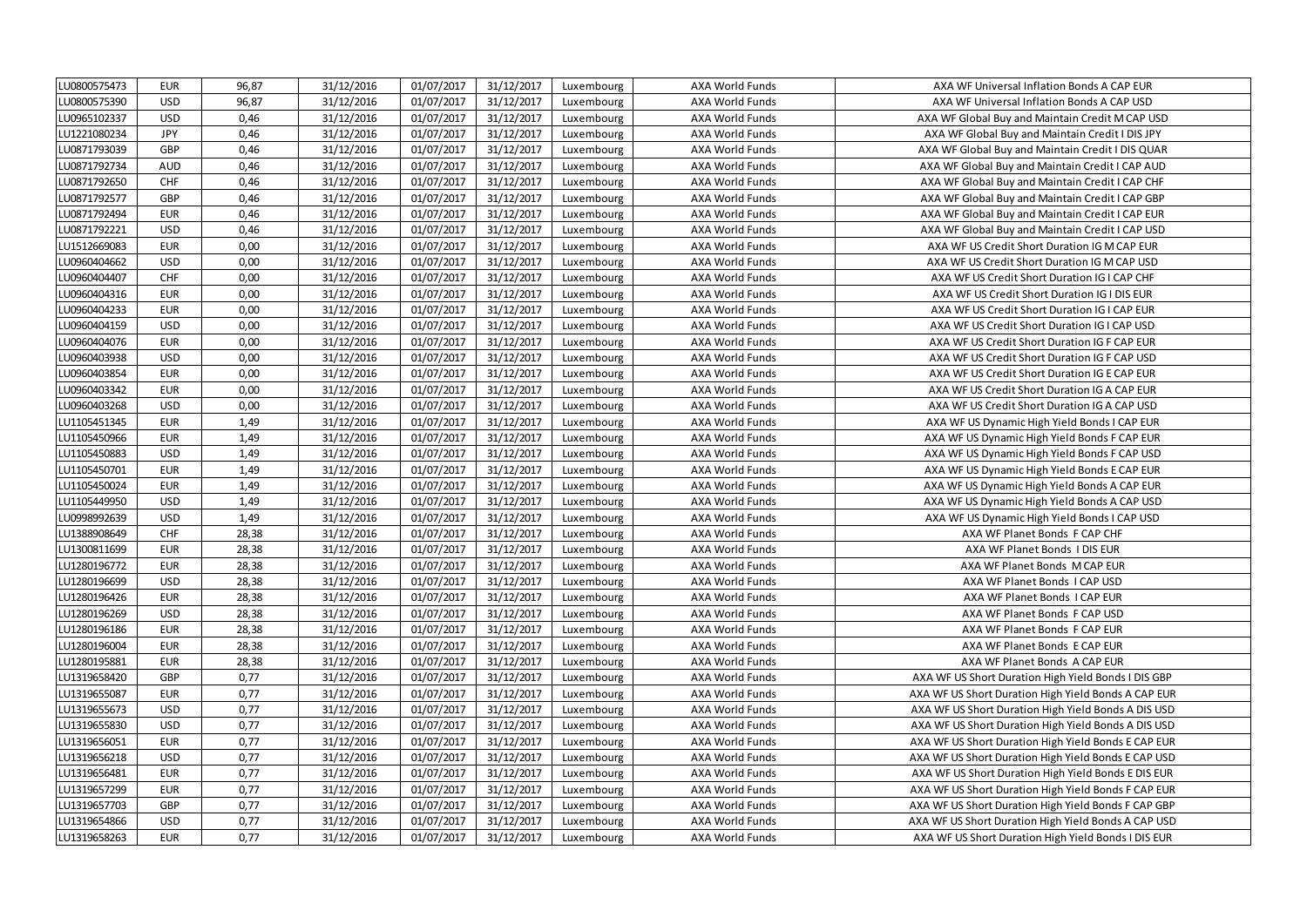| | | | | | | | | |
|---|---|---|---|---|---|---|---|---|
| LU0800575473 | EUR | 96,87 | 31/12/2016 | 01/07/2017 | 31/12/2017 | Luxembourg | AXA World Funds | AXA WF Universal Inflation Bonds A CAP EUR |
| LU0800575390 | USD | 96,87 | 31/12/2016 | 01/07/2017 | 31/12/2017 | Luxembourg | AXA World Funds | AXA WF Universal Inflation Bonds A CAP USD |
| LU0965102337 | USD | 0,46 | 31/12/2016 | 01/07/2017 | 31/12/2017 | Luxembourg | AXA World Funds | AXA WF Global Buy and Maintain Credit M CAP USD |
| LU1221080234 | JPY | 0,46 | 31/12/2016 | 01/07/2017 | 31/12/2017 | Luxembourg | AXA World Funds | AXA WF Global Buy and Maintain Credit I DIS JPY |
| LU0871793039 | GBP | 0,46 | 31/12/2016 | 01/07/2017 | 31/12/2017 | Luxembourg | AXA World Funds | AXA WF Global Buy and Maintain Credit I DIS QUAR |
| LU0871792734 | AUD | 0,46 | 31/12/2016 | 01/07/2017 | 31/12/2017 | Luxembourg | AXA World Funds | AXA WF Global Buy and Maintain Credit I CAP AUD |
| LU0871792650 | CHF | 0,46 | 31/12/2016 | 01/07/2017 | 31/12/2017 | Luxembourg | AXA World Funds | AXA WF Global Buy and Maintain Credit I CAP CHF |
| LU0871792577 | GBP | 0,46 | 31/12/2016 | 01/07/2017 | 31/12/2017 | Luxembourg | AXA World Funds | AXA WF Global Buy and Maintain Credit I CAP GBP |
| LU0871792494 | EUR | 0,46 | 31/12/2016 | 01/07/2017 | 31/12/2017 | Luxembourg | AXA World Funds | AXA WF Global Buy and Maintain Credit I CAP EUR |
| LU0871792221 | USD | 0,46 | 31/12/2016 | 01/07/2017 | 31/12/2017 | Luxembourg | AXA World Funds | AXA WF Global Buy and Maintain Credit I CAP USD |
| LU1512669083 | EUR | 0,00 | 31/12/2016 | 01/07/2017 | 31/12/2017 | Luxembourg | AXA World Funds | AXA WF US Credit Short Duration IG M CAP EUR |
| LU0960404662 | USD | 0,00 | 31/12/2016 | 01/07/2017 | 31/12/2017 | Luxembourg | AXA World Funds | AXA WF US Credit Short Duration IG M CAP USD |
| LU0960404407 | CHF | 0,00 | 31/12/2016 | 01/07/2017 | 31/12/2017 | Luxembourg | AXA World Funds | AXA WF US Credit Short Duration IG I CAP CHF |
| LU0960404316 | EUR | 0,00 | 31/12/2016 | 01/07/2017 | 31/12/2017 | Luxembourg | AXA World Funds | AXA WF US Credit Short Duration IG I DIS EUR |
| LU0960404233 | EUR | 0,00 | 31/12/2016 | 01/07/2017 | 31/12/2017 | Luxembourg | AXA World Funds | AXA WF US Credit Short Duration IG I CAP EUR |
| LU0960404159 | USD | 0,00 | 31/12/2016 | 01/07/2017 | 31/12/2017 | Luxembourg | AXA World Funds | AXA WF US Credit Short Duration IG I CAP USD |
| LU0960404076 | EUR | 0,00 | 31/12/2016 | 01/07/2017 | 31/12/2017 | Luxembourg | AXA World Funds | AXA WF US Credit Short Duration IG F CAP EUR |
| LU0960403938 | USD | 0,00 | 31/12/2016 | 01/07/2017 | 31/12/2017 | Luxembourg | AXA World Funds | AXA WF US Credit Short Duration IG F CAP USD |
| LU0960403854 | EUR | 0,00 | 31/12/2016 | 01/07/2017 | 31/12/2017 | Luxembourg | AXA World Funds | AXA WF US Credit Short Duration IG E CAP EUR |
| LU0960403342 | EUR | 0,00 | 31/12/2016 | 01/07/2017 | 31/12/2017 | Luxembourg | AXA World Funds | AXA WF US Credit Short Duration IG A CAP EUR |
| LU0960403268 | USD | 0,00 | 31/12/2016 | 01/07/2017 | 31/12/2017 | Luxembourg | AXA World Funds | AXA WF US Credit Short Duration IG A CAP USD |
| LU1105451345 | EUR | 1,49 | 31/12/2016 | 01/07/2017 | 31/12/2017 | Luxembourg | AXA World Funds | AXA WF US Dynamic High Yield Bonds I CAP EUR |
| LU1105450966 | EUR | 1,49 | 31/12/2016 | 01/07/2017 | 31/12/2017 | Luxembourg | AXA World Funds | AXA WF US Dynamic High Yield Bonds F CAP EUR |
| LU1105450883 | USD | 1,49 | 31/12/2016 | 01/07/2017 | 31/12/2017 | Luxembourg | AXA World Funds | AXA WF US Dynamic High Yield Bonds F CAP USD |
| LU1105450701 | EUR | 1,49 | 31/12/2016 | 01/07/2017 | 31/12/2017 | Luxembourg | AXA World Funds | AXA WF US Dynamic High Yield Bonds E CAP EUR |
| LU1105450024 | EUR | 1,49 | 31/12/2016 | 01/07/2017 | 31/12/2017 | Luxembourg | AXA World Funds | AXA WF US Dynamic High Yield Bonds A CAP EUR |
| LU1105449950 | USD | 1,49 | 31/12/2016 | 01/07/2017 | 31/12/2017 | Luxembourg | AXA World Funds | AXA WF US Dynamic High Yield Bonds A CAP USD |
| LU0998992639 | USD | 1,49 | 31/12/2016 | 01/07/2017 | 31/12/2017 | Luxembourg | AXA World Funds | AXA WF US Dynamic High Yield Bonds I CAP USD |
| LU1388908649 | CHF | 28,38 | 31/12/2016 | 01/07/2017 | 31/12/2017 | Luxembourg | AXA World Funds | AXA WF Planet Bonds F CAP CHF |
| LU1300811699 | EUR | 28,38 | 31/12/2016 | 01/07/2017 | 31/12/2017 | Luxembourg | AXA World Funds | AXA WF Planet Bonds I DIS EUR |
| LU1280196772 | EUR | 28,38 | 31/12/2016 | 01/07/2017 | 31/12/2017 | Luxembourg | AXA World Funds | AXA WF Planet Bonds M CAP EUR |
| LU1280196699 | USD | 28,38 | 31/12/2016 | 01/07/2017 | 31/12/2017 | Luxembourg | AXA World Funds | AXA WF Planet Bonds I CAP USD |
| LU1280196426 | EUR | 28,38 | 31/12/2016 | 01/07/2017 | 31/12/2017 | Luxembourg | AXA World Funds | AXA WF Planet Bonds I CAP EUR |
| LU1280196269 | USD | 28,38 | 31/12/2016 | 01/07/2017 | 31/12/2017 | Luxembourg | AXA World Funds | AXA WF Planet Bonds F CAP USD |
| LU1280196186 | EUR | 28,38 | 31/12/2016 | 01/07/2017 | 31/12/2017 | Luxembourg | AXA World Funds | AXA WF Planet Bonds F CAP EUR |
| LU1280196004 | EUR | 28,38 | 31/12/2016 | 01/07/2017 | 31/12/2017 | Luxembourg | AXA World Funds | AXA WF Planet Bonds E CAP EUR |
| LU1280195881 | EUR | 28,38 | 31/12/2016 | 01/07/2017 | 31/12/2017 | Luxembourg | AXA World Funds | AXA WF Planet Bonds A CAP EUR |
| LU1319658420 | GBP | 0,77 | 31/12/2016 | 01/07/2017 | 31/12/2017 | Luxembourg | AXA World Funds | AXA WF US Short Duration High Yield Bonds I DIS GBP |
| LU1319655087 | EUR | 0,77 | 31/12/2016 | 01/07/2017 | 31/12/2017 | Luxembourg | AXA World Funds | AXA WF US Short Duration High Yield Bonds A CAP EUR |
| LU1319655673 | USD | 0,77 | 31/12/2016 | 01/07/2017 | 31/12/2017 | Luxembourg | AXA World Funds | AXA WF US Short Duration High Yield Bonds A DIS USD |
| LU1319655830 | USD | 0,77 | 31/12/2016 | 01/07/2017 | 31/12/2017 | Luxembourg | AXA World Funds | AXA WF US Short Duration High Yield Bonds A DIS USD |
| LU1319656051 | EUR | 0,77 | 31/12/2016 | 01/07/2017 | 31/12/2017 | Luxembourg | AXA World Funds | AXA WF US Short Duration High Yield Bonds E CAP EUR |
| LU1319656218 | USD | 0,77 | 31/12/2016 | 01/07/2017 | 31/12/2017 | Luxembourg | AXA World Funds | AXA WF US Short Duration High Yield Bonds E CAP USD |
| LU1319656481 | EUR | 0,77 | 31/12/2016 | 01/07/2017 | 31/12/2017 | Luxembourg | AXA World Funds | AXA WF US Short Duration High Yield Bonds E DIS EUR |
| LU1319657299 | EUR | 0,77 | 31/12/2016 | 01/07/2017 | 31/12/2017 | Luxembourg | AXA World Funds | AXA WF US Short Duration High Yield Bonds F CAP EUR |
| LU1319657703 | GBP | 0,77 | 31/12/2016 | 01/07/2017 | 31/12/2017 | Luxembourg | AXA World Funds | AXA WF US Short Duration High Yield Bonds F CAP GBP |
| LU1319654866 | USD | 0,77 | 31/12/2016 | 01/07/2017 | 31/12/2017 | Luxembourg | AXA World Funds | AXA WF US Short Duration High Yield Bonds A CAP USD |
| LU1319658263 | EUR | 0,77 | 31/12/2016 | 01/07/2017 | 31/12/2017 | Luxembourg | AXA World Funds | AXA WF US Short Duration High Yield Bonds I DIS EUR |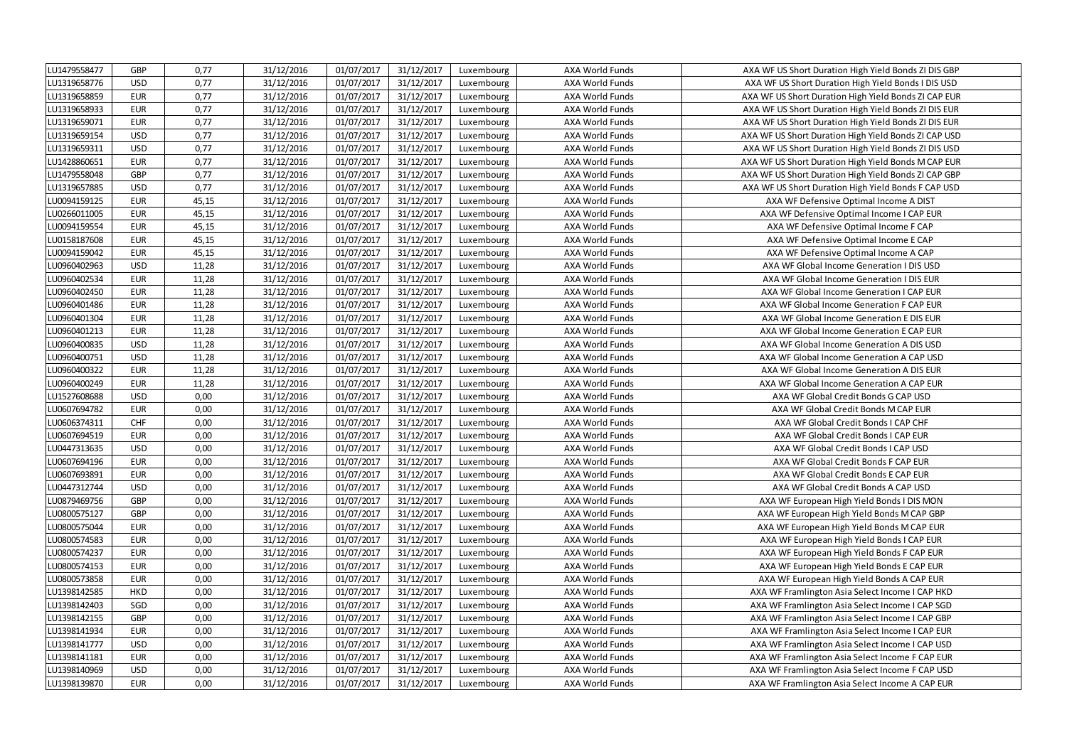| | | | | | | | | |
|---|---|---|---|---|---|---|---|---|
| LU1479558477 | GBP | 0,77 | 31/12/2016 | 01/07/2017 | 31/12/2017 | Luxembourg | AXA World Funds | AXA WF US Short Duration High Yield Bonds ZI DIS GBP |
| LU1319658776 | USD | 0,77 | 31/12/2016 | 01/07/2017 | 31/12/2017 | Luxembourg | AXA World Funds | AXA WF US Short Duration High Yield Bonds I DIS USD |
| LU1319658859 | EUR | 0,77 | 31/12/2016 | 01/07/2017 | 31/12/2017 | Luxembourg | AXA World Funds | AXA WF US Short Duration High Yield Bonds ZI CAP EUR |
| LU1319658933 | EUR | 0,77 | 31/12/2016 | 01/07/2017 | 31/12/2017 | Luxembourg | AXA World Funds | AXA WF US Short Duration High Yield Bonds ZI DIS EUR |
| LU1319659071 | EUR | 0,77 | 31/12/2016 | 01/07/2017 | 31/12/2017 | Luxembourg | AXA World Funds | AXA WF US Short Duration High Yield Bonds ZI DIS EUR |
| LU1319659154 | USD | 0,77 | 31/12/2016 | 01/07/2017 | 31/12/2017 | Luxembourg | AXA World Funds | AXA WF US Short Duration High Yield Bonds ZI CAP USD |
| LU1319659311 | USD | 0,77 | 31/12/2016 | 01/07/2017 | 31/12/2017 | Luxembourg | AXA World Funds | AXA WF US Short Duration High Yield Bonds ZI DIS USD |
| LU1428860651 | EUR | 0,77 | 31/12/2016 | 01/07/2017 | 31/12/2017 | Luxembourg | AXA World Funds | AXA WF US Short Duration High Yield Bonds M CAP EUR |
| LU1479558048 | GBP | 0,77 | 31/12/2016 | 01/07/2017 | 31/12/2017 | Luxembourg | AXA World Funds | AXA WF US Short Duration High Yield Bonds ZI CAP GBP |
| LU1319657885 | USD | 0,77 | 31/12/2016 | 01/07/2017 | 31/12/2017 | Luxembourg | AXA World Funds | AXA WF US Short Duration High Yield Bonds F CAP USD |
| LU0094159125 | EUR | 45,15 | 31/12/2016 | 01/07/2017 | 31/12/2017 | Luxembourg | AXA World Funds | AXA WF Defensive Optimal Income A DIST |
| LU0266011005 | EUR | 45,15 | 31/12/2016 | 01/07/2017 | 31/12/2017 | Luxembourg | AXA World Funds | AXA WF Defensive Optimal Income I CAP EUR |
| LU0094159554 | EUR | 45,15 | 31/12/2016 | 01/07/2017 | 31/12/2017 | Luxembourg | AXA World Funds | AXA WF Defensive Optimal Income F CAP |
| LU0158187608 | EUR | 45,15 | 31/12/2016 | 01/07/2017 | 31/12/2017 | Luxembourg | AXA World Funds | AXA WF Defensive Optimal Income E CAP |
| LU0094159042 | EUR | 45,15 | 31/12/2016 | 01/07/2017 | 31/12/2017 | Luxembourg | AXA World Funds | AXA WF Defensive Optimal Income A CAP |
| LU0960402963 | USD | 11,28 | 31/12/2016 | 01/07/2017 | 31/12/2017 | Luxembourg | AXA World Funds | AXA WF Global Income Generation I DIS USD |
| LU0960402534 | EUR | 11,28 | 31/12/2016 | 01/07/2017 | 31/12/2017 | Luxembourg | AXA World Funds | AXA WF Global Income Generation I DIS EUR |
| LU0960402450 | EUR | 11,28 | 31/12/2016 | 01/07/2017 | 31/12/2017 | Luxembourg | AXA World Funds | AXA WF Global Income Generation I CAP EUR |
| LU0960401486 | EUR | 11,28 | 31/12/2016 | 01/07/2017 | 31/12/2017 | Luxembourg | AXA World Funds | AXA WF Global Income Generation F CAP EUR |
| LU0960401304 | EUR | 11,28 | 31/12/2016 | 01/07/2017 | 31/12/2017 | Luxembourg | AXA World Funds | AXA WF Global Income Generation E DIS EUR |
| LU0960401213 | EUR | 11,28 | 31/12/2016 | 01/07/2017 | 31/12/2017 | Luxembourg | AXA World Funds | AXA WF Global Income Generation E CAP EUR |
| LU0960400835 | USD | 11,28 | 31/12/2016 | 01/07/2017 | 31/12/2017 | Luxembourg | AXA World Funds | AXA WF Global Income Generation A DIS USD |
| LU0960400751 | USD | 11,28 | 31/12/2016 | 01/07/2017 | 31/12/2017 | Luxembourg | AXA World Funds | AXA WF Global Income Generation A CAP USD |
| LU0960400322 | EUR | 11,28 | 31/12/2016 | 01/07/2017 | 31/12/2017 | Luxembourg | AXA World Funds | AXA WF Global Income Generation A DIS EUR |
| LU0960400249 | EUR | 11,28 | 31/12/2016 | 01/07/2017 | 31/12/2017 | Luxembourg | AXA World Funds | AXA WF Global Income Generation A CAP EUR |
| LU1527608688 | USD | 0,00 | 31/12/2016 | 01/07/2017 | 31/12/2017 | Luxembourg | AXA World Funds | AXA WF Global Credit Bonds G CAP USD |
| LU0607694782 | EUR | 0,00 | 31/12/2016 | 01/07/2017 | 31/12/2017 | Luxembourg | AXA World Funds | AXA WF Global Credit Bonds M CAP EUR |
| LU0606374311 | CHF | 0,00 | 31/12/2016 | 01/07/2017 | 31/12/2017 | Luxembourg | AXA World Funds | AXA WF Global Credit Bonds I CAP CHF |
| LU0607694519 | EUR | 0,00 | 31/12/2016 | 01/07/2017 | 31/12/2017 | Luxembourg | AXA World Funds | AXA WF Global Credit Bonds I CAP EUR |
| LU0447313635 | USD | 0,00 | 31/12/2016 | 01/07/2017 | 31/12/2017 | Luxembourg | AXA World Funds | AXA WF Global Credit Bonds I CAP USD |
| LU0607694196 | EUR | 0,00 | 31/12/2016 | 01/07/2017 | 31/12/2017 | Luxembourg | AXA World Funds | AXA WF Global Credit Bonds F CAP EUR |
| LU0607693891 | EUR | 0,00 | 31/12/2016 | 01/07/2017 | 31/12/2017 | Luxembourg | AXA World Funds | AXA WF Global Credit Bonds E CAP EUR |
| LU0447312744 | USD | 0,00 | 31/12/2016 | 01/07/2017 | 31/12/2017 | Luxembourg | AXA World Funds | AXA WF Global Credit Bonds A CAP USD |
| LU0879469756 | GBP | 0,00 | 31/12/2016 | 01/07/2017 | 31/12/2017 | Luxembourg | AXA World Funds | AXA WF European High Yield Bonds I DIS MON |
| LU0800575127 | GBP | 0,00 | 31/12/2016 | 01/07/2017 | 31/12/2017 | Luxembourg | AXA World Funds | AXA WF European High Yield Bonds M CAP GBP |
| LU0800575044 | EUR | 0,00 | 31/12/2016 | 01/07/2017 | 31/12/2017 | Luxembourg | AXA World Funds | AXA WF European High Yield Bonds M CAP EUR |
| LU0800574583 | EUR | 0,00 | 31/12/2016 | 01/07/2017 | 31/12/2017 | Luxembourg | AXA World Funds | AXA WF European High Yield Bonds I CAP EUR |
| LU0800574237 | EUR | 0,00 | 31/12/2016 | 01/07/2017 | 31/12/2017 | Luxembourg | AXA World Funds | AXA WF European High Yield Bonds F CAP EUR |
| LU0800574153 | EUR | 0,00 | 31/12/2016 | 01/07/2017 | 31/12/2017 | Luxembourg | AXA World Funds | AXA WF European High Yield Bonds E CAP EUR |
| LU0800573858 | EUR | 0,00 | 31/12/2016 | 01/07/2017 | 31/12/2017 | Luxembourg | AXA World Funds | AXA WF European High Yield Bonds A CAP EUR |
| LU1398142585 | HKD | 0,00 | 31/12/2016 | 01/07/2017 | 31/12/2017 | Luxembourg | AXA World Funds | AXA WF Framlington Asia Select Income I CAP HKD |
| LU1398142403 | SGD | 0,00 | 31/12/2016 | 01/07/2017 | 31/12/2017 | Luxembourg | AXA World Funds | AXA WF Framlington Asia Select Income I CAP SGD |
| LU1398142155 | GBP | 0,00 | 31/12/2016 | 01/07/2017 | 31/12/2017 | Luxembourg | AXA World Funds | AXA WF Framlington Asia Select Income I CAP GBP |
| LU1398141934 | EUR | 0,00 | 31/12/2016 | 01/07/2017 | 31/12/2017 | Luxembourg | AXA World Funds | AXA WF Framlington Asia Select Income I CAP EUR |
| LU1398141777 | USD | 0,00 | 31/12/2016 | 01/07/2017 | 31/12/2017 | Luxembourg | AXA World Funds | AXA WF Framlington Asia Select Income I CAP USD |
| LU1398141181 | EUR | 0,00 | 31/12/2016 | 01/07/2017 | 31/12/2017 | Luxembourg | AXA World Funds | AXA WF Framlington Asia Select Income F CAP EUR |
| LU1398140969 | USD | 0,00 | 31/12/2016 | 01/07/2017 | 31/12/2017 | Luxembourg | AXA World Funds | AXA WF Framlington Asia Select Income F CAP USD |
| LU1398139870 | EUR | 0,00 | 31/12/2016 | 01/07/2017 | 31/12/2017 | Luxembourg | AXA World Funds | AXA WF Framlington Asia Select Income A CAP EUR |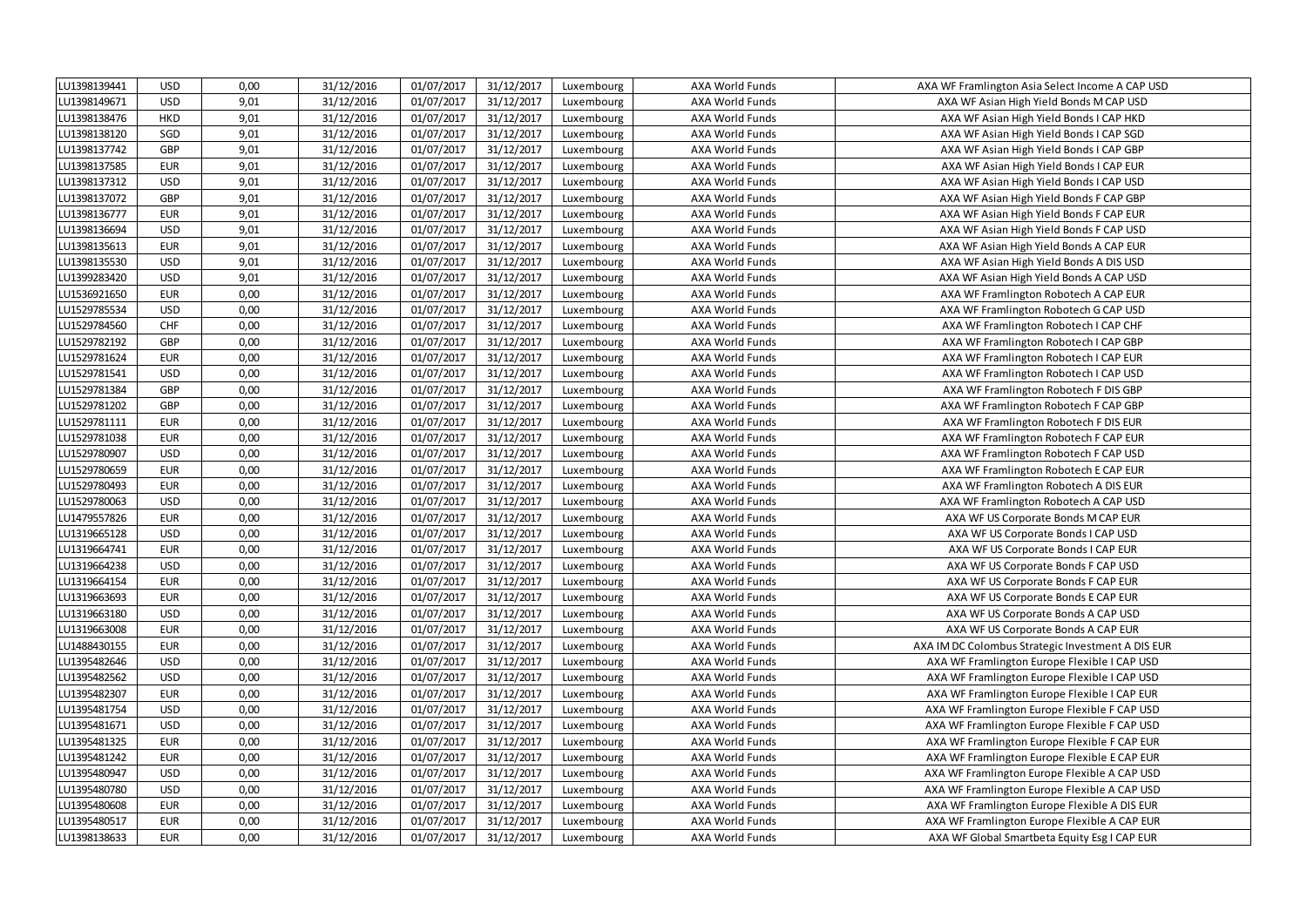| | | | | | | | | |
|---|---|---|---|---|---|---|---|---|
| LU1398139441 | USD | 0,00 | 31/12/2016 | 01/07/2017 | 31/12/2017 | Luxembourg | AXA World Funds | AXA WF Framlington Asia Select Income A CAP USD |
| LU1398149671 | USD | 9,01 | 31/12/2016 | 01/07/2017 | 31/12/2017 | Luxembourg | AXA World Funds | AXA WF Asian High Yield Bonds M CAP USD |
| LU1398138476 | HKD | 9,01 | 31/12/2016 | 01/07/2017 | 31/12/2017 | Luxembourg | AXA World Funds | AXA WF Asian High Yield Bonds I CAP HKD |
| LU1398138120 | SGD | 9,01 | 31/12/2016 | 01/07/2017 | 31/12/2017 | Luxembourg | AXA World Funds | AXA WF Asian High Yield Bonds I CAP SGD |
| LU1398137742 | GBP | 9,01 | 31/12/2016 | 01/07/2017 | 31/12/2017 | Luxembourg | AXA World Funds | AXA WF Asian High Yield Bonds I CAP GBP |
| LU1398137585 | EUR | 9,01 | 31/12/2016 | 01/07/2017 | 31/12/2017 | Luxembourg | AXA World Funds | AXA WF Asian High Yield Bonds I CAP EUR |
| LU1398137312 | USD | 9,01 | 31/12/2016 | 01/07/2017 | 31/12/2017 | Luxembourg | AXA World Funds | AXA WF Asian High Yield Bonds I CAP USD |
| LU1398137072 | GBP | 9,01 | 31/12/2016 | 01/07/2017 | 31/12/2017 | Luxembourg | AXA World Funds | AXA WF Asian High Yield Bonds F CAP GBP |
| LU1398136777 | EUR | 9,01 | 31/12/2016 | 01/07/2017 | 31/12/2017 | Luxembourg | AXA World Funds | AXA WF Asian High Yield Bonds F CAP EUR |
| LU1398136694 | USD | 9,01 | 31/12/2016 | 01/07/2017 | 31/12/2017 | Luxembourg | AXA World Funds | AXA WF Asian High Yield Bonds F CAP USD |
| LU1398135613 | EUR | 9,01 | 31/12/2016 | 01/07/2017 | 31/12/2017 | Luxembourg | AXA World Funds | AXA WF Asian High Yield Bonds A CAP EUR |
| LU1398135530 | USD | 9,01 | 31/12/2016 | 01/07/2017 | 31/12/2017 | Luxembourg | AXA World Funds | AXA WF Asian High Yield Bonds A DIS USD |
| LU1399283420 | USD | 9,01 | 31/12/2016 | 01/07/2017 | 31/12/2017 | Luxembourg | AXA World Funds | AXA WF Asian High Yield Bonds A CAP USD |
| LU1536921650 | EUR | 0,00 | 31/12/2016 | 01/07/2017 | 31/12/2017 | Luxembourg | AXA World Funds | AXA WF Framlington Robotech A CAP EUR |
| LU1529785534 | USD | 0,00 | 31/12/2016 | 01/07/2017 | 31/12/2017 | Luxembourg | AXA World Funds | AXA WF Framlington Robotech G CAP USD |
| LU1529784560 | CHF | 0,00 | 31/12/2016 | 01/07/2017 | 31/12/2017 | Luxembourg | AXA World Funds | AXA WF Framlington Robotech I CAP CHF |
| LU1529782192 | GBP | 0,00 | 31/12/2016 | 01/07/2017 | 31/12/2017 | Luxembourg | AXA World Funds | AXA WF Framlington Robotech I CAP GBP |
| LU1529781624 | EUR | 0,00 | 31/12/2016 | 01/07/2017 | 31/12/2017 | Luxembourg | AXA World Funds | AXA WF Framlington Robotech I CAP EUR |
| LU1529781541 | USD | 0,00 | 31/12/2016 | 01/07/2017 | 31/12/2017 | Luxembourg | AXA World Funds | AXA WF Framlington Robotech I CAP USD |
| LU1529781384 | GBP | 0,00 | 31/12/2016 | 01/07/2017 | 31/12/2017 | Luxembourg | AXA World Funds | AXA WF Framlington Robotech F DIS GBP |
| LU1529781202 | GBP | 0,00 | 31/12/2016 | 01/07/2017 | 31/12/2017 | Luxembourg | AXA World Funds | AXA WF Framlington Robotech F CAP GBP |
| LU1529781111 | EUR | 0,00 | 31/12/2016 | 01/07/2017 | 31/12/2017 | Luxembourg | AXA World Funds | AXA WF Framlington Robotech F DIS EUR |
| LU1529781038 | EUR | 0,00 | 31/12/2016 | 01/07/2017 | 31/12/2017 | Luxembourg | AXA World Funds | AXA WF Framlington Robotech F CAP EUR |
| LU1529780907 | USD | 0,00 | 31/12/2016 | 01/07/2017 | 31/12/2017 | Luxembourg | AXA World Funds | AXA WF Framlington Robotech F CAP USD |
| LU1529780659 | EUR | 0,00 | 31/12/2016 | 01/07/2017 | 31/12/2017 | Luxembourg | AXA World Funds | AXA WF Framlington Robotech E CAP EUR |
| LU1529780493 | EUR | 0,00 | 31/12/2016 | 01/07/2017 | 31/12/2017 | Luxembourg | AXA World Funds | AXA WF Framlington Robotech A DIS EUR |
| LU1529780063 | USD | 0,00 | 31/12/2016 | 01/07/2017 | 31/12/2017 | Luxembourg | AXA World Funds | AXA WF Framlington Robotech A CAP USD |
| LU1479557826 | EUR | 0,00 | 31/12/2016 | 01/07/2017 | 31/12/2017 | Luxembourg | AXA World Funds | AXA WF US Corporate Bonds M CAP EUR |
| LU1319665128 | USD | 0,00 | 31/12/2016 | 01/07/2017 | 31/12/2017 | Luxembourg | AXA World Funds | AXA WF US Corporate Bonds I CAP USD |
| LU1319664741 | EUR | 0,00 | 31/12/2016 | 01/07/2017 | 31/12/2017 | Luxembourg | AXA World Funds | AXA WF US Corporate Bonds I CAP EUR |
| LU1319664238 | USD | 0,00 | 31/12/2016 | 01/07/2017 | 31/12/2017 | Luxembourg | AXA World Funds | AXA WF US Corporate Bonds F CAP USD |
| LU1319664154 | EUR | 0,00 | 31/12/2016 | 01/07/2017 | 31/12/2017 | Luxembourg | AXA World Funds | AXA WF US Corporate Bonds F CAP EUR |
| LU1319663693 | EUR | 0,00 | 31/12/2016 | 01/07/2017 | 31/12/2017 | Luxembourg | AXA World Funds | AXA WF US Corporate Bonds E CAP EUR |
| LU1319663180 | USD | 0,00 | 31/12/2016 | 01/07/2017 | 31/12/2017 | Luxembourg | AXA World Funds | AXA WF US Corporate Bonds A CAP USD |
| LU1319663008 | EUR | 0,00 | 31/12/2016 | 01/07/2017 | 31/12/2017 | Luxembourg | AXA World Funds | AXA WF US Corporate Bonds A CAP EUR |
| LU1488430155 | EUR | 0,00 | 31/12/2016 | 01/07/2017 | 31/12/2017 | Luxembourg | AXA World Funds | AXA IM DC Colombus Strategic Investment A DIS EUR |
| LU1395482646 | USD | 0,00 | 31/12/2016 | 01/07/2017 | 31/12/2017 | Luxembourg | AXA World Funds | AXA WF Framlington Europe Flexible I CAP USD |
| LU1395482562 | USD | 0,00 | 31/12/2016 | 01/07/2017 | 31/12/2017 | Luxembourg | AXA World Funds | AXA WF Framlington Europe Flexible I CAP USD |
| LU1395482307 | EUR | 0,00 | 31/12/2016 | 01/07/2017 | 31/12/2017 | Luxembourg | AXA World Funds | AXA WF Framlington Europe Flexible I CAP EUR |
| LU1395481754 | USD | 0,00 | 31/12/2016 | 01/07/2017 | 31/12/2017 | Luxembourg | AXA World Funds | AXA WF Framlington Europe Flexible F CAP USD |
| LU1395481671 | USD | 0,00 | 31/12/2016 | 01/07/2017 | 31/12/2017 | Luxembourg | AXA World Funds | AXA WF Framlington Europe Flexible F CAP USD |
| LU1395481325 | EUR | 0,00 | 31/12/2016 | 01/07/2017 | 31/12/2017 | Luxembourg | AXA World Funds | AXA WF Framlington Europe Flexible F CAP EUR |
| LU1395481242 | EUR | 0,00 | 31/12/2016 | 01/07/2017 | 31/12/2017 | Luxembourg | AXA World Funds | AXA WF Framlington Europe Flexible E CAP EUR |
| LU1395480947 | USD | 0,00 | 31/12/2016 | 01/07/2017 | 31/12/2017 | Luxembourg | AXA World Funds | AXA WF Framlington Europe Flexible A CAP USD |
| LU1395480780 | USD | 0,00 | 31/12/2016 | 01/07/2017 | 31/12/2017 | Luxembourg | AXA World Funds | AXA WF Framlington Europe Flexible A CAP USD |
| LU1395480608 | EUR | 0,00 | 31/12/2016 | 01/07/2017 | 31/12/2017 | Luxembourg | AXA World Funds | AXA WF Framlington Europe Flexible A DIS EUR |
| LU1395480517 | EUR | 0,00 | 31/12/2016 | 01/07/2017 | 31/12/2017 | Luxembourg | AXA World Funds | AXA WF Framlington Europe Flexible A CAP EUR |
| LU1398138633 | EUR | 0,00 | 31/12/2016 | 01/07/2017 | 31/12/2017 | Luxembourg | AXA World Funds | AXA WF Global Smartbeta Equity Esg I CAP EUR |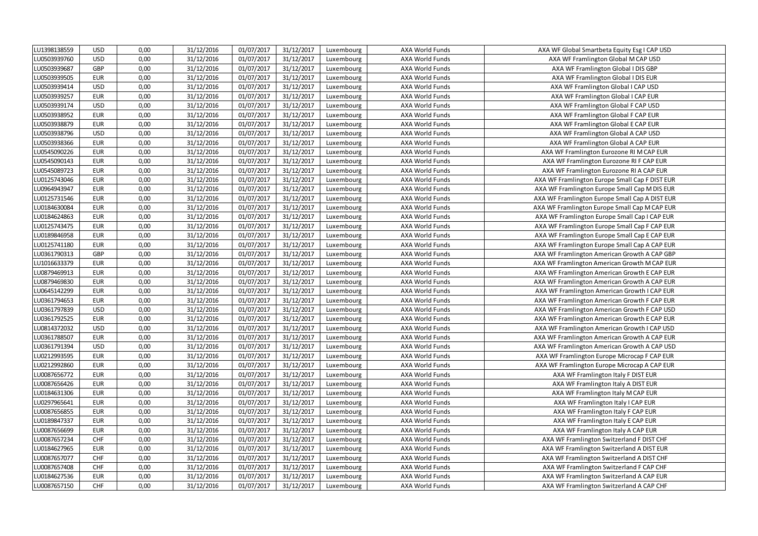| LU1398138559 | USD | 0,00 | 31/12/2016 | 01/07/2017 | 31/12/2017 | Luxembourg | AXA World Funds | AXA WF Global Smartbeta Equity Esg I CAP USD |
|---|---|---|---|---|---|---|---|---|
| LU0503939760 | USD | 0,00 | 31/12/2016 | 01/07/2017 | 31/12/2017 | Luxembourg | AXA World Funds | AXA WF Framlington Global M CAP USD |
| LU0503939687 | GBP | 0,00 | 31/12/2016 | 01/07/2017 | 31/12/2017 | Luxembourg | AXA World Funds | AXA WF Framlington Global I DIS GBP |
| LU0503939505 | EUR | 0,00 | 31/12/2016 | 01/07/2017 | 31/12/2017 | Luxembourg | AXA World Funds | AXA WF Framlington Global I DIS EUR |
| LU0503939414 | USD | 0,00 | 31/12/2016 | 01/07/2017 | 31/12/2017 | Luxembourg | AXA World Funds | AXA WF Framlington Global I CAP USD |
| LU0503939257 | EUR | 0,00 | 31/12/2016 | 01/07/2017 | 31/12/2017 | Luxembourg | AXA World Funds | AXA WF Framlington Global I CAP EUR |
| LU0503939174 | USD | 0,00 | 31/12/2016 | 01/07/2017 | 31/12/2017 | Luxembourg | AXA World Funds | AXA WF Framlington Global F CAP USD |
| LU0503938952 | EUR | 0,00 | 31/12/2016 | 01/07/2017 | 31/12/2017 | Luxembourg | AXA World Funds | AXA WF Framlington Global F CAP EUR |
| LU0503938879 | EUR | 0,00 | 31/12/2016 | 01/07/2017 | 31/12/2017 | Luxembourg | AXA World Funds | AXA WF Framlington Global E CAP EUR |
| LU0503938796 | USD | 0,00 | 31/12/2016 | 01/07/2017 | 31/12/2017 | Luxembourg | AXA World Funds | AXA WF Framlington Global A CAP USD |
| LU0503938366 | EUR | 0,00 | 31/12/2016 | 01/07/2017 | 31/12/2017 | Luxembourg | AXA World Funds | AXA WF Framlington Global A CAP EUR |
| LU0545090226 | EUR | 0,00 | 31/12/2016 | 01/07/2017 | 31/12/2017 | Luxembourg | AXA World Funds | AXA WF Framlington Eurozone RI M CAP EUR |
| LU0545090143 | EUR | 0,00 | 31/12/2016 | 01/07/2017 | 31/12/2017 | Luxembourg | AXA World Funds | AXA WF Framlington Eurozone RI F CAP EUR |
| LU0545089723 | EUR | 0,00 | 31/12/2016 | 01/07/2017 | 31/12/2017 | Luxembourg | AXA World Funds | AXA WF Framlington Eurozone RI A CAP EUR |
| LU0125743046 | EUR | 0,00 | 31/12/2016 | 01/07/2017 | 31/12/2017 | Luxembourg | AXA World Funds | AXA WF Framlington Europe Small Cap F DIST EUR |
| LU0964943947 | EUR | 0,00 | 31/12/2016 | 01/07/2017 | 31/12/2017 | Luxembourg | AXA World Funds | AXA WF Framlington Europe Small Cap M DIS EUR |
| LU0125731546 | EUR | 0,00 | 31/12/2016 | 01/07/2017 | 31/12/2017 | Luxembourg | AXA World Funds | AXA WF Framlington Europe Small Cap A DIST EUR |
| LU0184630084 | EUR | 0,00 | 31/12/2016 | 01/07/2017 | 31/12/2017 | Luxembourg | AXA World Funds | AXA WF Framlington Europe Small Cap M CAP EUR |
| LU0184624863 | EUR | 0,00 | 31/12/2016 | 01/07/2017 | 31/12/2017 | Luxembourg | AXA World Funds | AXA WF Framlington Europe Small Cap I CAP EUR |
| LU0125743475 | EUR | 0,00 | 31/12/2016 | 01/07/2017 | 31/12/2017 | Luxembourg | AXA World Funds | AXA WF Framlington Europe Small Cap F CAP EUR |
| LU0189846958 | EUR | 0,00 | 31/12/2016 | 01/07/2017 | 31/12/2017 | Luxembourg | AXA World Funds | AXA WF Framlington Europe Small Cap E CAP EUR |
| LU0125741180 | EUR | 0,00 | 31/12/2016 | 01/07/2017 | 31/12/2017 | Luxembourg | AXA World Funds | AXA WF Framlington Europe Small Cap A CAP EUR |
| LU0361790313 | GBP | 0,00 | 31/12/2016 | 01/07/2017 | 31/12/2017 | Luxembourg | AXA World Funds | AXA WF Framlington American Growth A CAP GBP |
| LU1016633379 | EUR | 0,00 | 31/12/2016 | 01/07/2017 | 31/12/2017 | Luxembourg | AXA World Funds | AXA WF Framlington American Growth M CAP EUR |
| LU0879469913 | EUR | 0,00 | 31/12/2016 | 01/07/2017 | 31/12/2017 | Luxembourg | AXA World Funds | AXA WF Framlington American Growth E CAP EUR |
| LU0879469830 | EUR | 0,00 | 31/12/2016 | 01/07/2017 | 31/12/2017 | Luxembourg | AXA World Funds | AXA WF Framlington American Growth A CAP EUR |
| LU0645142299 | EUR | 0,00 | 31/12/2016 | 01/07/2017 | 31/12/2017 | Luxembourg | AXA World Funds | AXA WF Framlington American Growth I CAP EUR |
| LU0361794653 | EUR | 0,00 | 31/12/2016 | 01/07/2017 | 31/12/2017 | Luxembourg | AXA World Funds | AXA WF Framlington American Growth F CAP EUR |
| LU0361797839 | USD | 0,00 | 31/12/2016 | 01/07/2017 | 31/12/2017 | Luxembourg | AXA World Funds | AXA WF Framlington American Growth F CAP USD |
| LU0361792525 | EUR | 0,00 | 31/12/2016 | 01/07/2017 | 31/12/2017 | Luxembourg | AXA World Funds | AXA WF Framlington American Growth E CAP EUR |
| LU0814372032 | USD | 0,00 | 31/12/2016 | 01/07/2017 | 31/12/2017 | Luxembourg | AXA World Funds | AXA WF Framlington American Growth I CAP USD |
| LU0361788507 | EUR | 0,00 | 31/12/2016 | 01/07/2017 | 31/12/2017 | Luxembourg | AXA World Funds | AXA WF Framlington American Growth A CAP EUR |
| LU0361791394 | USD | 0,00 | 31/12/2016 | 01/07/2017 | 31/12/2017 | Luxembourg | AXA World Funds | AXA WF Framlington American Growth A CAP USD |
| LU0212993595 | EUR | 0,00 | 31/12/2016 | 01/07/2017 | 31/12/2017 | Luxembourg | AXA World Funds | AXA WF Framlington Europe Microcap F CAP EUR |
| LU0212992860 | EUR | 0,00 | 31/12/2016 | 01/07/2017 | 31/12/2017 | Luxembourg | AXA World Funds | AXA WF Framlington Europe Microcap A CAP EUR |
| LU0087656772 | EUR | 0,00 | 31/12/2016 | 01/07/2017 | 31/12/2017 | Luxembourg | AXA World Funds | AXA WF Framlington Italy F DIST EUR |
| LU0087656426 | EUR | 0,00 | 31/12/2016 | 01/07/2017 | 31/12/2017 | Luxembourg | AXA World Funds | AXA WF Framlington Italy A DIST EUR |
| LU0184631306 | EUR | 0,00 | 31/12/2016 | 01/07/2017 | 31/12/2017 | Luxembourg | AXA World Funds | AXA WF Framlington Italy M CAP EUR |
| LU0297965641 | EUR | 0,00 | 31/12/2016 | 01/07/2017 | 31/12/2017 | Luxembourg | AXA World Funds | AXA WF Framlington Italy I CAP EUR |
| LU0087656855 | EUR | 0,00 | 31/12/2016 | 01/07/2017 | 31/12/2017 | Luxembourg | AXA World Funds | AXA WF Framlington Italy F CAP EUR |
| LU0189847337 | EUR | 0,00 | 31/12/2016 | 01/07/2017 | 31/12/2017 | Luxembourg | AXA World Funds | AXA WF Framlington Italy E CAP EUR |
| LU0087656699 | EUR | 0,00 | 31/12/2016 | 01/07/2017 | 31/12/2017 | Luxembourg | AXA World Funds | AXA WF Framlington Italy A CAP EUR |
| LU0087657234 | CHF | 0,00 | 31/12/2016 | 01/07/2017 | 31/12/2017 | Luxembourg | AXA World Funds | AXA WF Framlington Switzerland F DIST CHF |
| LU0184627965 | EUR | 0,00 | 31/12/2016 | 01/07/2017 | 31/12/2017 | Luxembourg | AXA World Funds | AXA WF Framlington Switzerland A DIST EUR |
| LU0087657077 | CHF | 0,00 | 31/12/2016 | 01/07/2017 | 31/12/2017 | Luxembourg | AXA World Funds | AXA WF Framlington Switzerland A DIST CHF |
| LU0087657408 | CHF | 0,00 | 31/12/2016 | 01/07/2017 | 31/12/2017 | Luxembourg | AXA World Funds | AXA WF Framlington Switzerland F CAP CHF |
| LU0184627536 | EUR | 0,00 | 31/12/2016 | 01/07/2017 | 31/12/2017 | Luxembourg | AXA World Funds | AXA WF Framlington Switzerland A CAP EUR |
| LU0087657150 | CHF | 0,00 | 31/12/2016 | 01/07/2017 | 31/12/2017 | Luxembourg | AXA World Funds | AXA WF Framlington Switzerland A CAP CHF |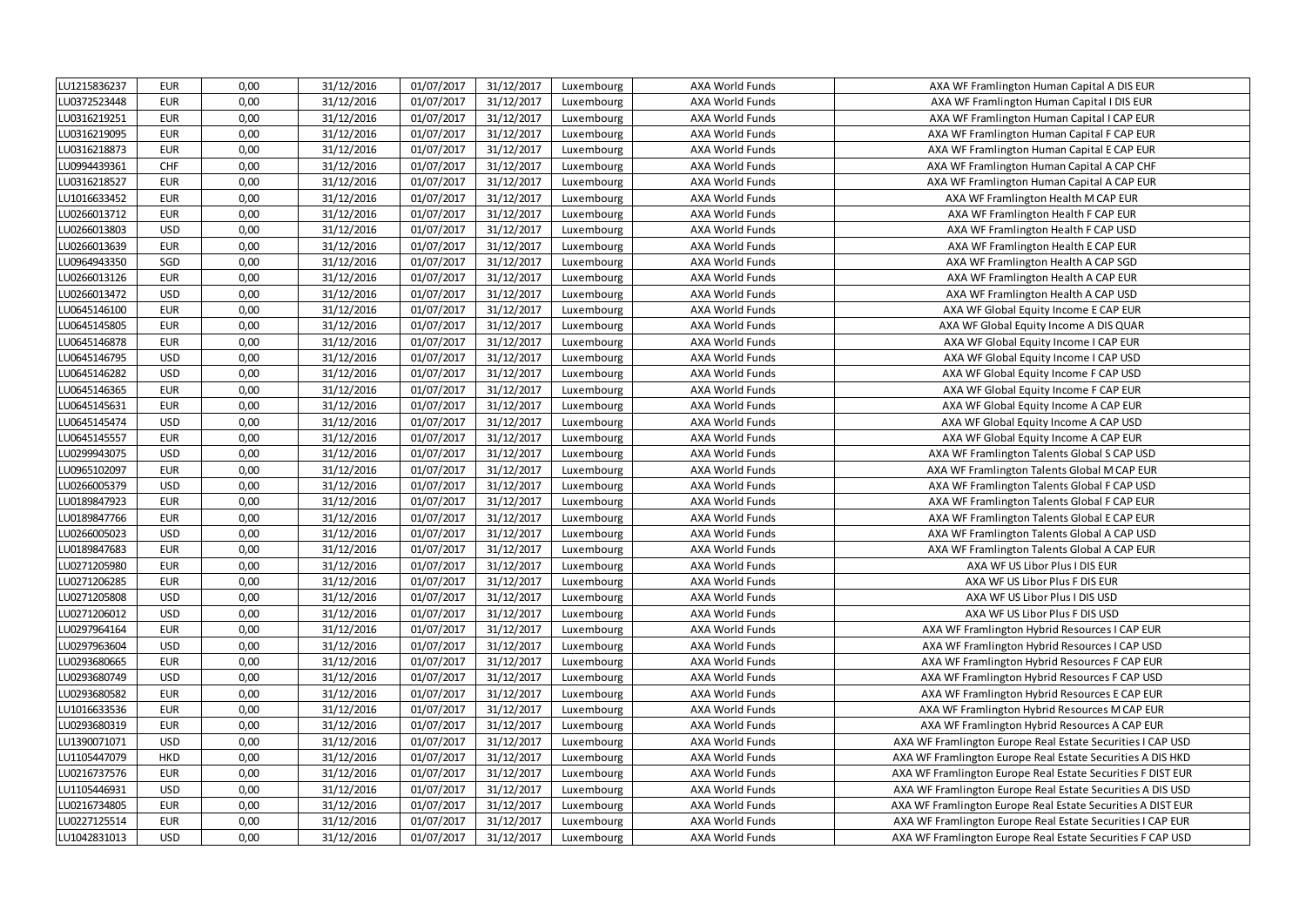| | | | | | | | | |
|---|---|---|---|---|---|---|---|---|
| LU1215836237 | EUR | 0,00 | 31/12/2016 | 01/07/2017 | 31/12/2017 | Luxembourg | AXA World Funds | AXA WF Framlington Human Capital A DIS EUR |
| LU0372523448 | EUR | 0,00 | 31/12/2016 | 01/07/2017 | 31/12/2017 | Luxembourg | AXA World Funds | AXA WF Framlington Human Capital I DIS EUR |
| LU0316219251 | EUR | 0,00 | 31/12/2016 | 01/07/2017 | 31/12/2017 | Luxembourg | AXA World Funds | AXA WF Framlington Human Capital I CAP EUR |
| LU0316219095 | EUR | 0,00 | 31/12/2016 | 01/07/2017 | 31/12/2017 | Luxembourg | AXA World Funds | AXA WF Framlington Human Capital F CAP EUR |
| LU0316218873 | EUR | 0,00 | 31/12/2016 | 01/07/2017 | 31/12/2017 | Luxembourg | AXA World Funds | AXA WF Framlington Human Capital E CAP EUR |
| LU0994439361 | CHF | 0,00 | 31/12/2016 | 01/07/2017 | 31/12/2017 | Luxembourg | AXA World Funds | AXA WF Framlington Human Capital A CAP CHF |
| LU0316218527 | EUR | 0,00 | 31/12/2016 | 01/07/2017 | 31/12/2017 | Luxembourg | AXA World Funds | AXA WF Framlington Human Capital A CAP EUR |
| LU1016633452 | EUR | 0,00 | 31/12/2016 | 01/07/2017 | 31/12/2017 | Luxembourg | AXA World Funds | AXA WF Framlington Health M CAP EUR |
| LU0266013712 | EUR | 0,00 | 31/12/2016 | 01/07/2017 | 31/12/2017 | Luxembourg | AXA World Funds | AXA WF Framlington Health F CAP EUR |
| LU0266013803 | USD | 0,00 | 31/12/2016 | 01/07/2017 | 31/12/2017 | Luxembourg | AXA World Funds | AXA WF Framlington Health F CAP USD |
| LU0266013639 | EUR | 0,00 | 31/12/2016 | 01/07/2017 | 31/12/2017 | Luxembourg | AXA World Funds | AXA WF Framlington Health E CAP EUR |
| LU0964943350 | SGD | 0,00 | 31/12/2016 | 01/07/2017 | 31/12/2017 | Luxembourg | AXA World Funds | AXA WF Framlington Health A CAP SGD |
| LU0266013126 | EUR | 0,00 | 31/12/2016 | 01/07/2017 | 31/12/2017 | Luxembourg | AXA World Funds | AXA WF Framlington Health A CAP EUR |
| LU0266013472 | USD | 0,00 | 31/12/2016 | 01/07/2017 | 31/12/2017 | Luxembourg | AXA World Funds | AXA WF Framlington Health A CAP USD |
| LU0645146100 | EUR | 0,00 | 31/12/2016 | 01/07/2017 | 31/12/2017 | Luxembourg | AXA World Funds | AXA WF Global Equity Income E CAP EUR |
| LU0645145805 | EUR | 0,00 | 31/12/2016 | 01/07/2017 | 31/12/2017 | Luxembourg | AXA World Funds | AXA WF Global Equity Income A DIS QUAR |
| LU0645146878 | EUR | 0,00 | 31/12/2016 | 01/07/2017 | 31/12/2017 | Luxembourg | AXA World Funds | AXA WF Global Equity Income I CAP EUR |
| LU0645146795 | USD | 0,00 | 31/12/2016 | 01/07/2017 | 31/12/2017 | Luxembourg | AXA World Funds | AXA WF Global Equity Income I CAP USD |
| LU0645146282 | USD | 0,00 | 31/12/2016 | 01/07/2017 | 31/12/2017 | Luxembourg | AXA World Funds | AXA WF Global Equity Income F CAP USD |
| LU0645146365 | EUR | 0,00 | 31/12/2016 | 01/07/2017 | 31/12/2017 | Luxembourg | AXA World Funds | AXA WF Global Equity Income F CAP EUR |
| LU0645145631 | EUR | 0,00 | 31/12/2016 | 01/07/2017 | 31/12/2017 | Luxembourg | AXA World Funds | AXA WF Global Equity Income A CAP EUR |
| LU0645145474 | USD | 0,00 | 31/12/2016 | 01/07/2017 | 31/12/2017 | Luxembourg | AXA World Funds | AXA WF Global Equity Income A CAP USD |
| LU0645145557 | EUR | 0,00 | 31/12/2016 | 01/07/2017 | 31/12/2017 | Luxembourg | AXA World Funds | AXA WF Global Equity Income A CAP EUR |
| LU0299943075 | USD | 0,00 | 31/12/2016 | 01/07/2017 | 31/12/2017 | Luxembourg | AXA World Funds | AXA WF Framlington Talents Global S CAP USD |
| LU0965102097 | EUR | 0,00 | 31/12/2016 | 01/07/2017 | 31/12/2017 | Luxembourg | AXA World Funds | AXA WF Framlington Talents Global M CAP EUR |
| LU0266005379 | USD | 0,00 | 31/12/2016 | 01/07/2017 | 31/12/2017 | Luxembourg | AXA World Funds | AXA WF Framlington Talents Global F CAP USD |
| LU0189847923 | EUR | 0,00 | 31/12/2016 | 01/07/2017 | 31/12/2017 | Luxembourg | AXA World Funds | AXA WF Framlington Talents Global F CAP EUR |
| LU0189847766 | EUR | 0,00 | 31/12/2016 | 01/07/2017 | 31/12/2017 | Luxembourg | AXA World Funds | AXA WF Framlington Talents Global E CAP EUR |
| LU0266005023 | USD | 0,00 | 31/12/2016 | 01/07/2017 | 31/12/2017 | Luxembourg | AXA World Funds | AXA WF Framlington Talents Global A CAP USD |
| LU0189847683 | EUR | 0,00 | 31/12/2016 | 01/07/2017 | 31/12/2017 | Luxembourg | AXA World Funds | AXA WF Framlington Talents Global A CAP EUR |
| LU0271205980 | EUR | 0,00 | 31/12/2016 | 01/07/2017 | 31/12/2017 | Luxembourg | AXA World Funds | AXA WF US Libor Plus I DIS EUR |
| LU0271206285 | EUR | 0,00 | 31/12/2016 | 01/07/2017 | 31/12/2017 | Luxembourg | AXA World Funds | AXA WF US Libor Plus F DIS EUR |
| LU0271205808 | USD | 0,00 | 31/12/2016 | 01/07/2017 | 31/12/2017 | Luxembourg | AXA World Funds | AXA WF US Libor Plus I DIS USD |
| LU0271206012 | USD | 0,00 | 31/12/2016 | 01/07/2017 | 31/12/2017 | Luxembourg | AXA World Funds | AXA WF US Libor Plus F DIS USD |
| LU0297964164 | EUR | 0,00 | 31/12/2016 | 01/07/2017 | 31/12/2017 | Luxembourg | AXA World Funds | AXA WF Framlington Hybrid Resources I CAP EUR |
| LU0297963604 | USD | 0,00 | 31/12/2016 | 01/07/2017 | 31/12/2017 | Luxembourg | AXA World Funds | AXA WF Framlington Hybrid Resources I CAP USD |
| LU0293680665 | EUR | 0,00 | 31/12/2016 | 01/07/2017 | 31/12/2017 | Luxembourg | AXA World Funds | AXA WF Framlington Hybrid Resources F CAP EUR |
| LU0293680749 | USD | 0,00 | 31/12/2016 | 01/07/2017 | 31/12/2017 | Luxembourg | AXA World Funds | AXA WF Framlington Hybrid Resources F CAP USD |
| LU0293680582 | EUR | 0,00 | 31/12/2016 | 01/07/2017 | 31/12/2017 | Luxembourg | AXA World Funds | AXA WF Framlington Hybrid Resources E CAP EUR |
| LU1016633536 | EUR | 0,00 | 31/12/2016 | 01/07/2017 | 31/12/2017 | Luxembourg | AXA World Funds | AXA WF Framlington Hybrid Resources M CAP EUR |
| LU0293680319 | EUR | 0,00 | 31/12/2016 | 01/07/2017 | 31/12/2017 | Luxembourg | AXA World Funds | AXA WF Framlington Hybrid Resources A CAP EUR |
| LU1390071071 | USD | 0,00 | 31/12/2016 | 01/07/2017 | 31/12/2017 | Luxembourg | AXA World Funds | AXA WF Framlington Europe Real Estate Securities I CAP USD |
| LU1105447079 | HKD | 0,00 | 31/12/2016 | 01/07/2017 | 31/12/2017 | Luxembourg | AXA World Funds | AXA WF Framlington Europe Real Estate Securities A DIS HKD |
| LU0216737576 | EUR | 0,00 | 31/12/2016 | 01/07/2017 | 31/12/2017 | Luxembourg | AXA World Funds | AXA WF Framlington Europe Real Estate Securities F DIST EUR |
| LU1105446931 | USD | 0,00 | 31/12/2016 | 01/07/2017 | 31/12/2017 | Luxembourg | AXA World Funds | AXA WF Framlington Europe Real Estate Securities A DIS USD |
| LU0216734805 | EUR | 0,00 | 31/12/2016 | 01/07/2017 | 31/12/2017 | Luxembourg | AXA World Funds | AXA WF Framlington Europe Real Estate Securities A DIST EUR |
| LU0227125514 | EUR | 0,00 | 31/12/2016 | 01/07/2017 | 31/12/2017 | Luxembourg | AXA World Funds | AXA WF Framlington Europe Real Estate Securities I CAP EUR |
| LU1042831013 | USD | 0,00 | 31/12/2016 | 01/07/2017 | 31/12/2017 | Luxembourg | AXA World Funds | AXA WF Framlington Europe Real Estate Securities F CAP USD |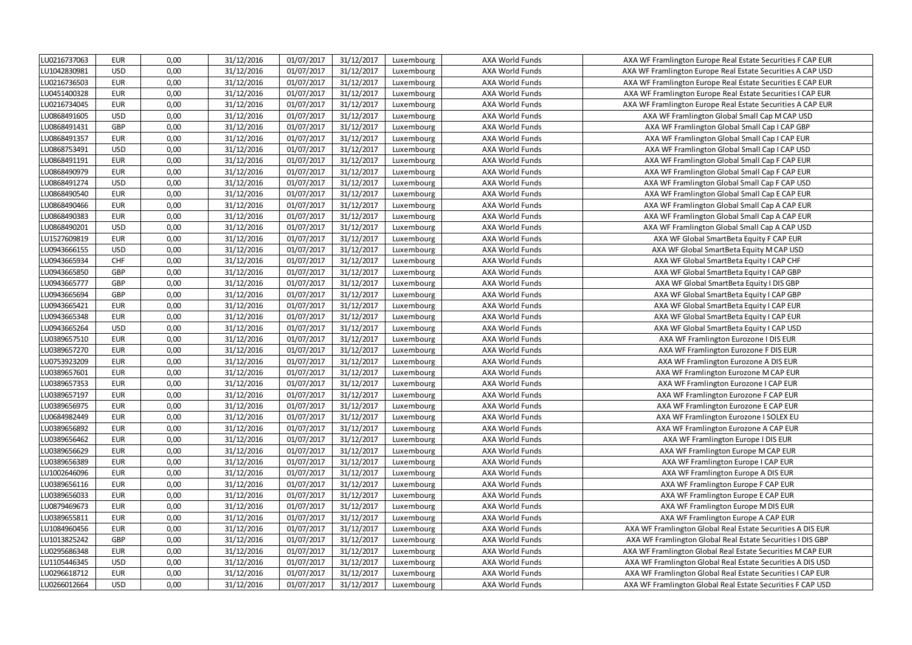| | | | | | | | | |
|---|---|---|---|---|---|---|---|---|
| LU0216737063 | EUR | 0,00 | 31/12/2016 | 01/07/2017 | 31/12/2017 | Luxembourg | AXA World Funds | AXA WF Framlington Europe Real Estate Securities F CAP EUR |
| LU1042830981 | USD | 0,00 | 31/12/2016 | 01/07/2017 | 31/12/2017 | Luxembourg | AXA World Funds | AXA WF Framlington Europe Real Estate Securities A CAP USD |
| LU0216736503 | EUR | 0,00 | 31/12/2016 | 01/07/2017 | 31/12/2017 | Luxembourg | AXA World Funds | AXA WF Framlington Europe Real Estate Securities E CAP EUR |
| LU0451400328 | EUR | 0,00 | 31/12/2016 | 01/07/2017 | 31/12/2017 | Luxembourg | AXA World Funds | AXA WF Framlington Europe Real Estate Securities I CAP EUR |
| LU0216734045 | EUR | 0,00 | 31/12/2016 | 01/07/2017 | 31/12/2017 | Luxembourg | AXA World Funds | AXA WF Framlington Europe Real Estate Securities A CAP EUR |
| LU0868491605 | USD | 0,00 | 31/12/2016 | 01/07/2017 | 31/12/2017 | Luxembourg | AXA World Funds | AXA WF Framlington Global Small Cap M CAP USD |
| LU0868491431 | GBP | 0,00 | 31/12/2016 | 01/07/2017 | 31/12/2017 | Luxembourg | AXA World Funds | AXA WF Framlington Global Small Cap I CAP GBP |
| LU0868491357 | EUR | 0,00 | 31/12/2016 | 01/07/2017 | 31/12/2017 | Luxembourg | AXA World Funds | AXA WF Framlington Global Small Cap I CAP EUR |
| LU0868753491 | USD | 0,00 | 31/12/2016 | 01/07/2017 | 31/12/2017 | Luxembourg | AXA World Funds | AXA WF Framlington Global Small Cap I CAP USD |
| LU0868491191 | EUR | 0,00 | 31/12/2016 | 01/07/2017 | 31/12/2017 | Luxembourg | AXA World Funds | AXA WF Framlington Global Small Cap F CAP EUR |
| LU0868490979 | EUR | 0,00 | 31/12/2016 | 01/07/2017 | 31/12/2017 | Luxembourg | AXA World Funds | AXA WF Framlington Global Small Cap F CAP EUR |
| LU0868491274 | USD | 0,00 | 31/12/2016 | 01/07/2017 | 31/12/2017 | Luxembourg | AXA World Funds | AXA WF Framlington Global Small Cap F CAP USD |
| LU0868490540 | EUR | 0,00 | 31/12/2016 | 01/07/2017 | 31/12/2017 | Luxembourg | AXA World Funds | AXA WF Framlington Global Small Cap E CAP EUR |
| LU0868490466 | EUR | 0,00 | 31/12/2016 | 01/07/2017 | 31/12/2017 | Luxembourg | AXA World Funds | AXA WF Framlington Global Small Cap A CAP EUR |
| LU0868490383 | EUR | 0,00 | 31/12/2016 | 01/07/2017 | 31/12/2017 | Luxembourg | AXA World Funds | AXA WF Framlington Global Small Cap A CAP EUR |
| LU0868490201 | USD | 0,00 | 31/12/2016 | 01/07/2017 | 31/12/2017 | Luxembourg | AXA World Funds | AXA WF Framlington Global Small Cap A CAP USD |
| LU1527609819 | EUR | 0,00 | 31/12/2016 | 01/07/2017 | 31/12/2017 | Luxembourg | AXA World Funds | AXA WF Global SmartBeta Equity F CAP EUR |
| LU0943666155 | USD | 0,00 | 31/12/2016 | 01/07/2017 | 31/12/2017 | Luxembourg | AXA World Funds | AXA WF Global SmartBeta Equity M CAP USD |
| LU0943665934 | CHF | 0,00 | 31/12/2016 | 01/07/2017 | 31/12/2017 | Luxembourg | AXA World Funds | AXA WF Global SmartBeta Equity I CAP CHF |
| LU0943665850 | GBP | 0,00 | 31/12/2016 | 01/07/2017 | 31/12/2017 | Luxembourg | AXA World Funds | AXA WF Global SmartBeta Equity I CAP GBP |
| LU0943665777 | GBP | 0,00 | 31/12/2016 | 01/07/2017 | 31/12/2017 | Luxembourg | AXA World Funds | AXA WF Global SmartBeta Equity I DIS GBP |
| LU0943665694 | GBP | 0,00 | 31/12/2016 | 01/07/2017 | 31/12/2017 | Luxembourg | AXA World Funds | AXA WF Global SmartBeta Equity I CAP GBP |
| LU0943665421 | EUR | 0,00 | 31/12/2016 | 01/07/2017 | 31/12/2017 | Luxembourg | AXA World Funds | AXA WF Global SmartBeta Equity I CAP EUR |
| LU0943665348 | EUR | 0,00 | 31/12/2016 | 01/07/2017 | 31/12/2017 | Luxembourg | AXA World Funds | AXA WF Global SmartBeta Equity I CAP EUR |
| LU0943665264 | USD | 0,00 | 31/12/2016 | 01/07/2017 | 31/12/2017 | Luxembourg | AXA World Funds | AXA WF Global SmartBeta Equity I CAP USD |
| LU0389657510 | EUR | 0,00 | 31/12/2016 | 01/07/2017 | 31/12/2017 | Luxembourg | AXA World Funds | AXA WF Framlington Eurozone I DIS EUR |
| LU0389657270 | EUR | 0,00 | 31/12/2016 | 01/07/2017 | 31/12/2017 | Luxembourg | AXA World Funds | AXA WF Framlington Eurozone F DIS EUR |
| LU0753923209 | EUR | 0,00 | 31/12/2016 | 01/07/2017 | 31/12/2017 | Luxembourg | AXA World Funds | AXA WF Framlington Eurozone A DIS EUR |
| LU0389657601 | EUR | 0,00 | 31/12/2016 | 01/07/2017 | 31/12/2017 | Luxembourg | AXA World Funds | AXA WF Framlington Eurozone M CAP EUR |
| LU0389657353 | EUR | 0,00 | 31/12/2016 | 01/07/2017 | 31/12/2017 | Luxembourg | AXA World Funds | AXA WF Framlington Eurozone I CAP EUR |
| LU0389657197 | EUR | 0,00 | 31/12/2016 | 01/07/2017 | 31/12/2017 | Luxembourg | AXA World Funds | AXA WF Framlington Eurozone F CAP EUR |
| LU0389656975 | EUR | 0,00 | 31/12/2016 | 01/07/2017 | 31/12/2017 | Luxembourg | AXA World Funds | AXA WF Framlington Eurozone E CAP EUR |
| LU0684982449 | EUR | 0,00 | 31/12/2016 | 01/07/2017 | 31/12/2017 | Luxembourg | AXA World Funds | AXA WF Framlington Eurozone I SOLEX EU |
| LU0389656892 | EUR | 0,00 | 31/12/2016 | 01/07/2017 | 31/12/2017 | Luxembourg | AXA World Funds | AXA WF Framlington Eurozone A CAP EUR |
| LU0389656462 | EUR | 0,00 | 31/12/2016 | 01/07/2017 | 31/12/2017 | Luxembourg | AXA World Funds | AXA WF Framlington Europe I DIS EUR |
| LU0389656629 | EUR | 0,00 | 31/12/2016 | 01/07/2017 | 31/12/2017 | Luxembourg | AXA World Funds | AXA WF Framlington Europe M CAP EUR |
| LU0389656389 | EUR | 0,00 | 31/12/2016 | 01/07/2017 | 31/12/2017 | Luxembourg | AXA World Funds | AXA WF Framlington Europe I CAP EUR |
| LU1002646096 | EUR | 0,00 | 31/12/2016 | 01/07/2017 | 31/12/2017 | Luxembourg | AXA World Funds | AXA WF Framlington Europe A DIS EUR |
| LU0389656116 | EUR | 0,00 | 31/12/2016 | 01/07/2017 | 31/12/2017 | Luxembourg | AXA World Funds | AXA WF Framlington Europe F CAP EUR |
| LU0389656033 | EUR | 0,00 | 31/12/2016 | 01/07/2017 | 31/12/2017 | Luxembourg | AXA World Funds | AXA WF Framlington Europe E CAP EUR |
| LU0879469673 | EUR | 0,00 | 31/12/2016 | 01/07/2017 | 31/12/2017 | Luxembourg | AXA World Funds | AXA WF Framlington Europe M DIS EUR |
| LU0389655811 | EUR | 0,00 | 31/12/2016 | 01/07/2017 | 31/12/2017 | Luxembourg | AXA World Funds | AXA WF Framlington Europe A CAP EUR |
| LU1084960456 | EUR | 0,00 | 31/12/2016 | 01/07/2017 | 31/12/2017 | Luxembourg | AXA World Funds | AXA WF Framlington Global Real Estate Securities A DIS EUR |
| LU1013825242 | GBP | 0,00 | 31/12/2016 | 01/07/2017 | 31/12/2017 | Luxembourg | AXA World Funds | AXA WF Framlington Global Real Estate Securities I DIS GBP |
| LU0295686348 | EUR | 0,00 | 31/12/2016 | 01/07/2017 | 31/12/2017 | Luxembourg | AXA World Funds | AXA WF Framlington Global Real Estate Securities M CAP EUR |
| LU1105446345 | USD | 0,00 | 31/12/2016 | 01/07/2017 | 31/12/2017 | Luxembourg | AXA World Funds | AXA WF Framlington Global Real Estate Securities A DIS USD |
| LU0296618712 | EUR | 0,00 | 31/12/2016 | 01/07/2017 | 31/12/2017 | Luxembourg | AXA World Funds | AXA WF Framlington Global Real Estate Securities I CAP EUR |
| LU0266012664 | USD | 0,00 | 31/12/2016 | 01/07/2017 | 31/12/2017 | Luxembourg | AXA World Funds | AXA WF Framlington Global Real Estate Securities F CAP USD |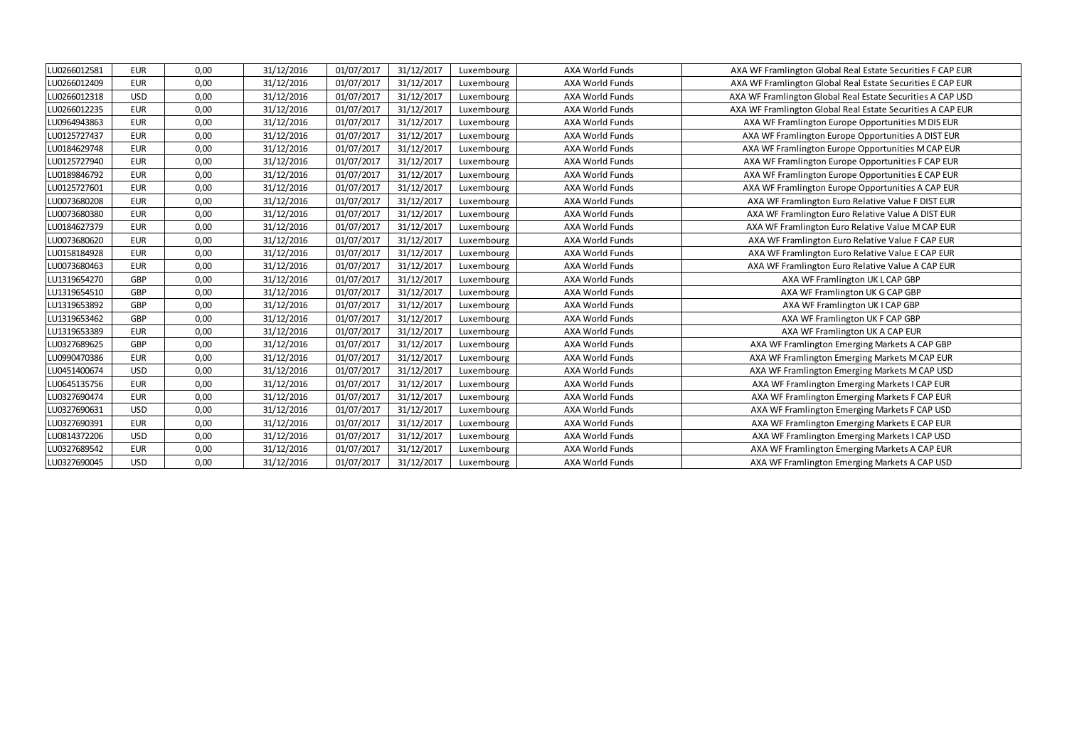| | | | | | | | | |
|---|---|---|---|---|---|---|---|---|
| LU0266012581 | EUR | 0,00 | 31/12/2016 | 01/07/2017 | 31/12/2017 | Luxembourg | AXA World Funds | AXA WF Framlington Global Real Estate Securities F CAP EUR |
| LU0266012409 | EUR | 0,00 | 31/12/2016 | 01/07/2017 | 31/12/2017 | Luxembourg | AXA World Funds | AXA WF Framlington Global Real Estate Securities E CAP EUR |
| LU0266012318 | USD | 0,00 | 31/12/2016 | 01/07/2017 | 31/12/2017 | Luxembourg | AXA World Funds | AXA WF Framlington Global Real Estate Securities A CAP USD |
| LU0266012235 | EUR | 0,00 | 31/12/2016 | 01/07/2017 | 31/12/2017 | Luxembourg | AXA World Funds | AXA WF Framlington Global Real Estate Securities A CAP EUR |
| LU0964943863 | EUR | 0,00 | 31/12/2016 | 01/07/2017 | 31/12/2017 | Luxembourg | AXA World Funds | AXA WF Framlington Europe Opportunities M DIS EUR |
| LU0125727437 | EUR | 0,00 | 31/12/2016 | 01/07/2017 | 31/12/2017 | Luxembourg | AXA World Funds | AXA WF Framlington Europe Opportunities A DIST EUR |
| LU0184629748 | EUR | 0,00 | 31/12/2016 | 01/07/2017 | 31/12/2017 | Luxembourg | AXA World Funds | AXA WF Framlington Europe Opportunities M CAP EUR |
| LU0125727940 | EUR | 0,00 | 31/12/2016 | 01/07/2017 | 31/12/2017 | Luxembourg | AXA World Funds | AXA WF Framlington Europe Opportunities F CAP EUR |
| LU0189846792 | EUR | 0,00 | 31/12/2016 | 01/07/2017 | 31/12/2017 | Luxembourg | AXA World Funds | AXA WF Framlington Europe Opportunities E CAP EUR |
| LU0125727601 | EUR | 0,00 | 31/12/2016 | 01/07/2017 | 31/12/2017 | Luxembourg | AXA World Funds | AXA WF Framlington Europe Opportunities A CAP EUR |
| LU0073680208 | EUR | 0,00 | 31/12/2016 | 01/07/2017 | 31/12/2017 | Luxembourg | AXA World Funds | AXA WF Framlington Euro Relative Value F DIST EUR |
| LU0073680380 | EUR | 0,00 | 31/12/2016 | 01/07/2017 | 31/12/2017 | Luxembourg | AXA World Funds | AXA WF Framlington Euro Relative Value A DIST EUR |
| LU0184627379 | EUR | 0,00 | 31/12/2016 | 01/07/2017 | 31/12/2017 | Luxembourg | AXA World Funds | AXA WF Framlington Euro Relative Value M CAP EUR |
| LU0073680620 | EUR | 0,00 | 31/12/2016 | 01/07/2017 | 31/12/2017 | Luxembourg | AXA World Funds | AXA WF Framlington Euro Relative Value F CAP EUR |
| LU0158184928 | EUR | 0,00 | 31/12/2016 | 01/07/2017 | 31/12/2017 | Luxembourg | AXA World Funds | AXA WF Framlington Euro Relative Value E CAP EUR |
| LU0073680463 | EUR | 0,00 | 31/12/2016 | 01/07/2017 | 31/12/2017 | Luxembourg | AXA World Funds | AXA WF Framlington Euro Relative Value A CAP EUR |
| LU1319654270 | GBP | 0,00 | 31/12/2016 | 01/07/2017 | 31/12/2017 | Luxembourg | AXA World Funds | AXA WF Framlington UK L CAP GBP |
| LU1319654510 | GBP | 0,00 | 31/12/2016 | 01/07/2017 | 31/12/2017 | Luxembourg | AXA World Funds | AXA WF Framlington UK G CAP GBP |
| LU1319653892 | GBP | 0,00 | 31/12/2016 | 01/07/2017 | 31/12/2017 | Luxembourg | AXA World Funds | AXA WF Framlington UK I CAP GBP |
| LU1319653462 | GBP | 0,00 | 31/12/2016 | 01/07/2017 | 31/12/2017 | Luxembourg | AXA World Funds | AXA WF Framlington UK F CAP GBP |
| LU1319653389 | EUR | 0,00 | 31/12/2016 | 01/07/2017 | 31/12/2017 | Luxembourg | AXA World Funds | AXA WF Framlington UK A CAP EUR |
| LU0327689625 | GBP | 0,00 | 31/12/2016 | 01/07/2017 | 31/12/2017 | Luxembourg | AXA World Funds | AXA WF Framlington Emerging Markets A CAP GBP |
| LU0990470386 | EUR | 0,00 | 31/12/2016 | 01/07/2017 | 31/12/2017 | Luxembourg | AXA World Funds | AXA WF Framlington Emerging Markets M CAP EUR |
| LU0451400674 | USD | 0,00 | 31/12/2016 | 01/07/2017 | 31/12/2017 | Luxembourg | AXA World Funds | AXA WF Framlington Emerging Markets M CAP USD |
| LU0645135756 | EUR | 0,00 | 31/12/2016 | 01/07/2017 | 31/12/2017 | Luxembourg | AXA World Funds | AXA WF Framlington Emerging Markets I CAP EUR |
| LU0327690474 | EUR | 0,00 | 31/12/2016 | 01/07/2017 | 31/12/2017 | Luxembourg | AXA World Funds | AXA WF Framlington Emerging Markets F CAP EUR |
| LU0327690631 | USD | 0,00 | 31/12/2016 | 01/07/2017 | 31/12/2017 | Luxembourg | AXA World Funds | AXA WF Framlington Emerging Markets F CAP USD |
| LU0327690391 | EUR | 0,00 | 31/12/2016 | 01/07/2017 | 31/12/2017 | Luxembourg | AXA World Funds | AXA WF Framlington Emerging Markets E CAP EUR |
| LU0814372206 | USD | 0,00 | 31/12/2016 | 01/07/2017 | 31/12/2017 | Luxembourg | AXA World Funds | AXA WF Framlington Emerging Markets I CAP USD |
| LU0327689542 | EUR | 0,00 | 31/12/2016 | 01/07/2017 | 31/12/2017 | Luxembourg | AXA World Funds | AXA WF Framlington Emerging Markets A CAP EUR |
| LU0327690045 | USD | 0,00 | 31/12/2016 | 01/07/2017 | 31/12/2017 | Luxembourg | AXA World Funds | AXA WF Framlington Emerging Markets A CAP USD |